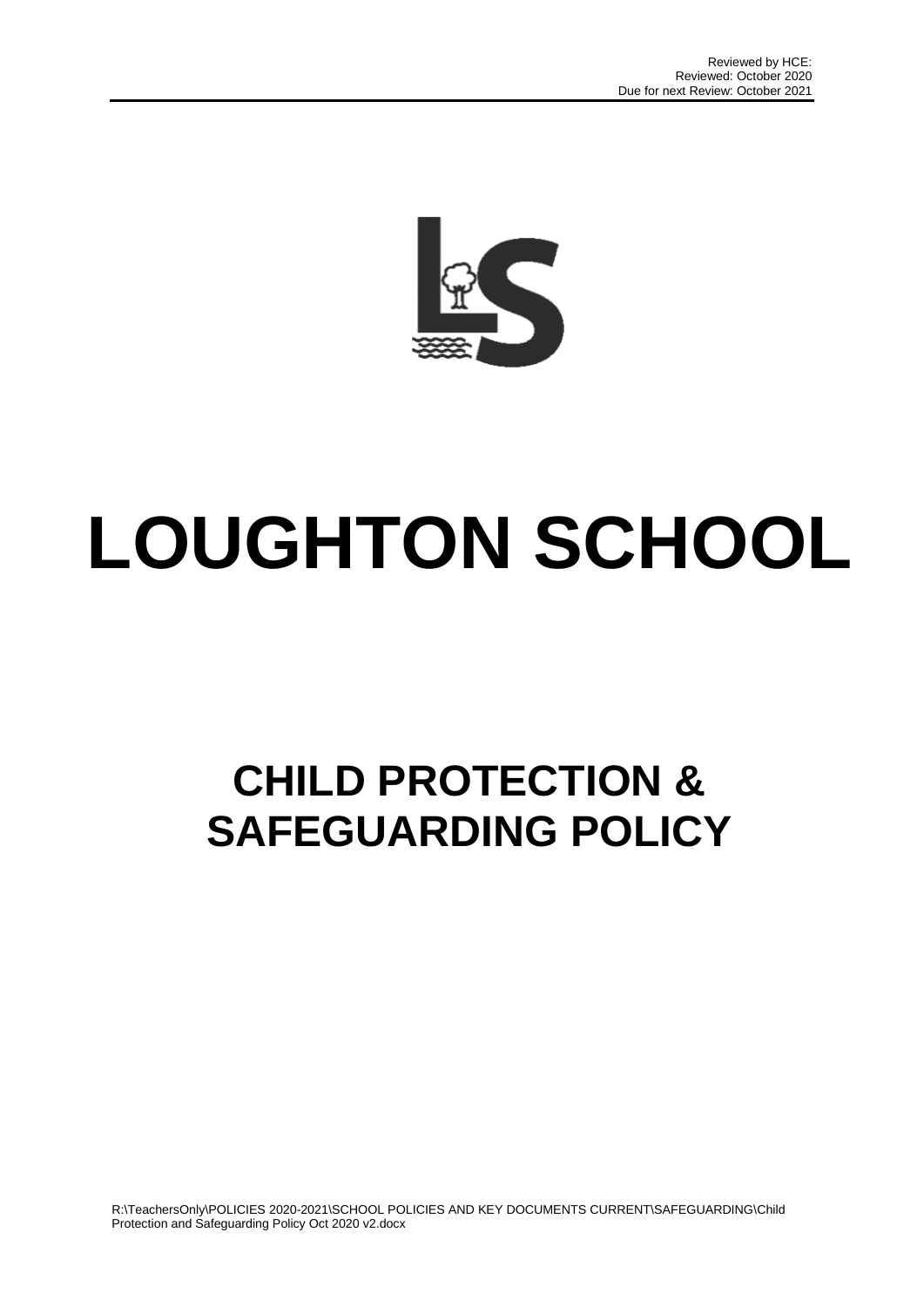Reviewed by HCE:
Reviewed: October 2020
Due for next Review: October 2021

# LOUGHTON SCHOOL

## CHILD PROTECTION & SAFEGUARDING POLICY

R:\TeachersOnly\POLICIES 2020-2021\SCHOOL POLICIES AND KEY DOCUMENTS CURRENT\SAFEGUARDING\Child Protection and Safeguarding Policy Oct 2020 v2.docx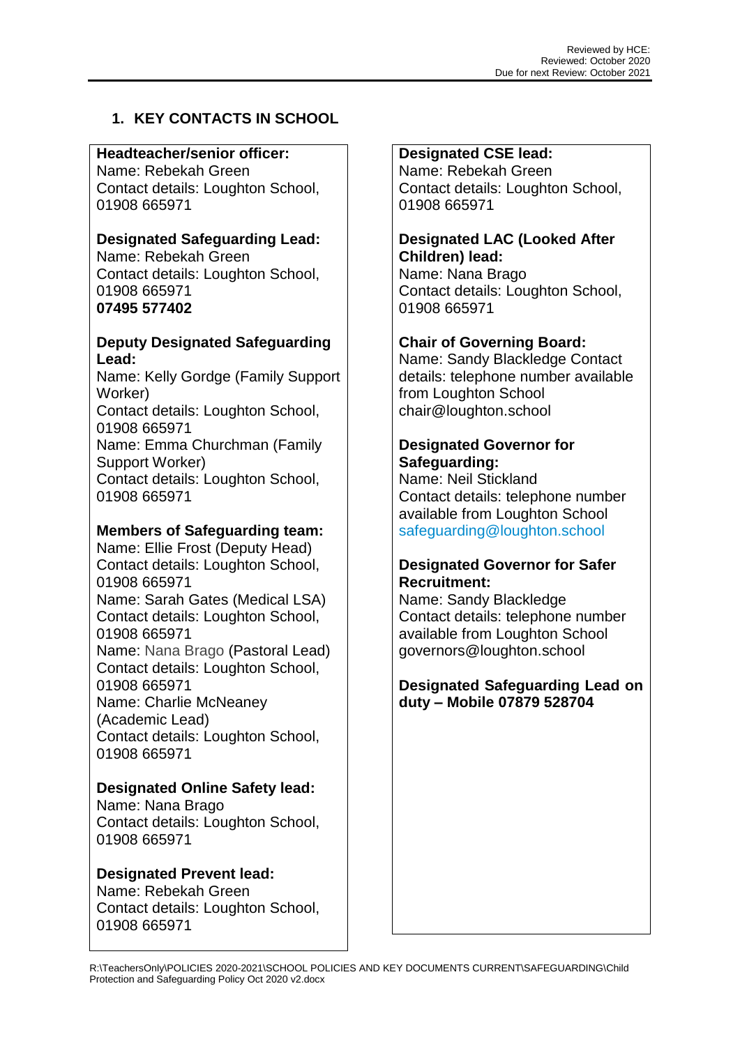## 1. KEY CONTACTS IN SCHOOL

**Headteacher/senior officer:**
Name: Rebekah Green
Contact details: Loughton School, 01908 665971

**Designated Safeguarding Lead:**
Name: Rebekah Green
Contact details: Loughton School, 01908 665971
**07495 577402**

**Deputy Designated Safeguarding Lead:**
Name: Kelly Gordge (Family Support Worker)
Contact details: Loughton School, 01908 665971
Name: Emma Churchman (Family Support Worker)
Contact details: Loughton School, 01908 665971

**Members of Safeguarding team:**
Name: Ellie Frost (Deputy Head)
Contact details: Loughton School, 01908 665971
Name: Sarah Gates (Medical LSA)
Contact details: Loughton School, 01908 665971
Name: Nana Brago (Pastoral Lead)
Contact details: Loughton School, 01908 665971
Name: Charlie McNeaney (Academic Lead)
Contact details: Loughton School, 01908 665971

**Designated Online Safety lead:**
Name: Nana Brago
Contact details: Loughton School, 01908 665971

**Designated Prevent lead:**
Name: Rebekah Green
Contact details: Loughton School, 01908 665971

**Designated CSE lead:**
Name: Rebekah Green
Contact details: Loughton School, 01908 665971

**Designated LAC (Looked After Children) lead:**
Name: Nana Brago
Contact details: Loughton School, 01908 665971

**Chair of Governing Board:**
Name: Sandy Blackledge Contact details: telephone number available from Loughton School
chair@loughton.school

**Designated Governor for Safeguarding:**
Name: Neil Stickland
Contact details: telephone number available from Loughton School
safeguarding@loughton.school

**Designated Governor for Safer Recruitment:**
Name: Sandy Blackledge
Contact details: telephone number available from Loughton School
governors@loughton.school

**Designated Safeguarding Lead on duty – Mobile 07879 528704**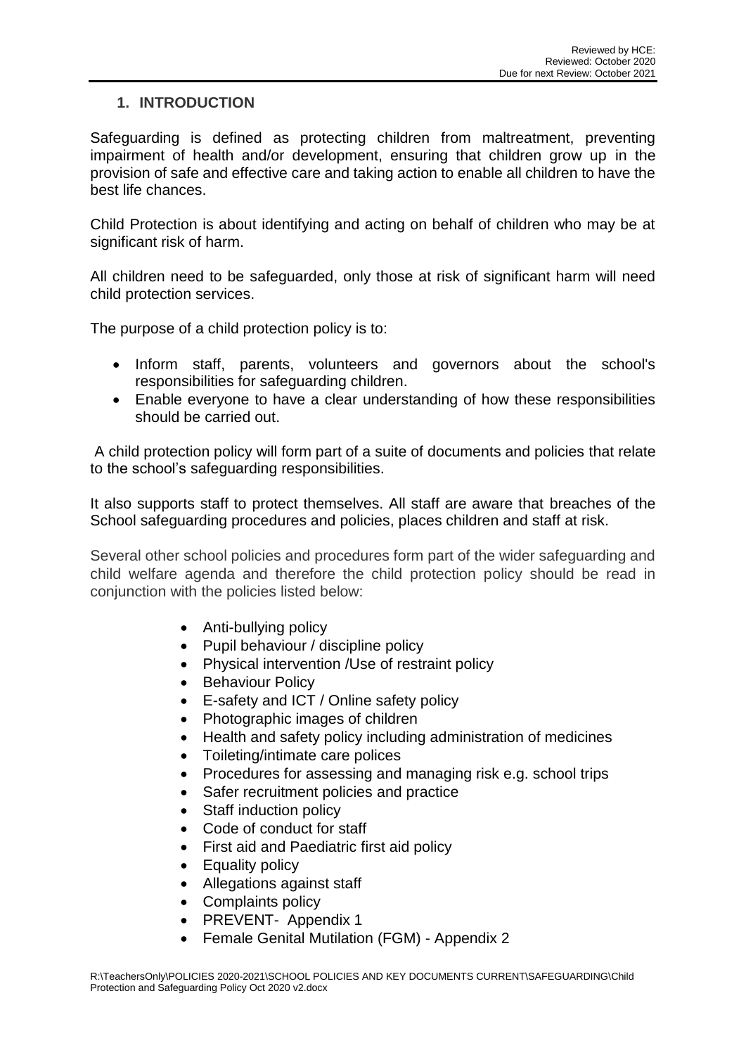## 1. INTRODUCTION

Safeguarding is defined as protecting children from maltreatment, preventing impairment of health and/or development, ensuring that children grow up in the provision of safe and effective care and taking action to enable all children to have the best life chances.

Child Protection is about identifying and acting on behalf of children who may be at significant risk of harm.

All children need to be safeguarded, only those at risk of significant harm will need child protection services.

The purpose of a child protection policy is to:

- Inform staff, parents, volunteers and governors about the school's responsibilities for safeguarding children.
- Enable everyone to have a clear understanding of how these responsibilities should be carried out.

A child protection policy will form part of a suite of documents and policies that relate to the school's safeguarding responsibilities.

It also supports staff to protect themselves. All staff are aware that breaches of the School safeguarding procedures and policies, places children and staff at risk.

Several other school policies and procedures form part of the wider safeguarding and child welfare agenda and therefore the child protection policy should be read in conjunction with the policies listed below:

- Anti-bullying policy
- Pupil behaviour / discipline policy
- Physical intervention /Use of restraint policy
- Behaviour Policy
- E-safety and ICT / Online safety policy
- Photographic images of children
- Health and safety policy including administration of medicines
- Toileting/intimate care polices
- Procedures for assessing and managing risk e.g. school trips
- Safer recruitment policies and practice
- Staff induction policy
- Code of conduct for staff
- First aid and Paediatric first aid policy
- Equality policy
- Allegations against staff
- Complaints policy
- PREVENT- Appendix 1
- Female Genital Mutilation (FGM) - Appendix 2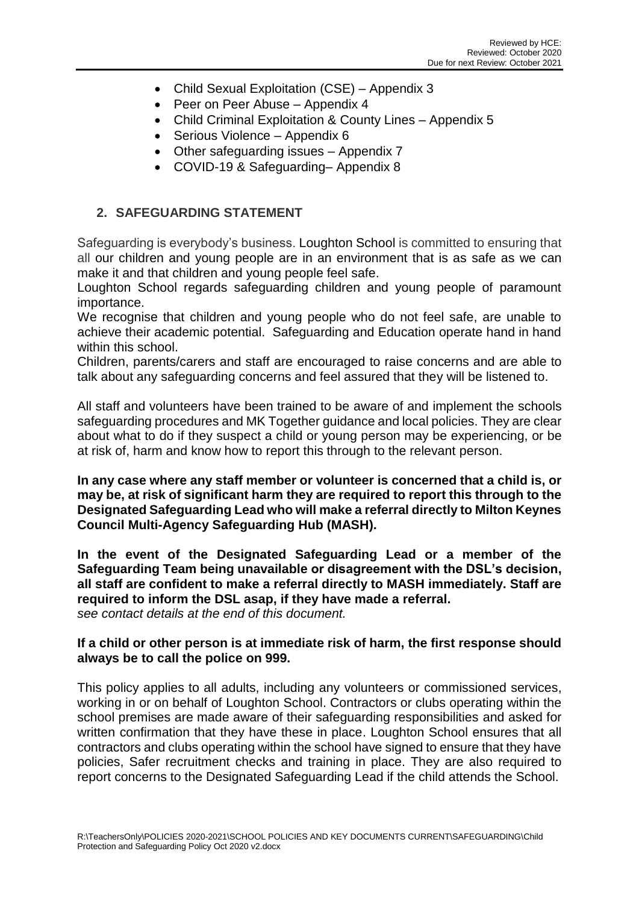- Child Sexual Exploitation (CSE) – Appendix 3
- Peer on Peer Abuse – Appendix 4
- Child Criminal Exploitation & County Lines – Appendix 5
- Serious Violence – Appendix 6
- Other safeguarding issues – Appendix 7
- COVID-19 & Safeguarding– Appendix 8

## 2. SAFEGUARDING STATEMENT

Safeguarding is everybody's business. Loughton School is committed to ensuring that all our children and young people are in an environment that is as safe as we can make it and that children and young people feel safe.

Loughton School regards safeguarding children and young people of paramount importance.

We recognise that children and young people who do not feel safe, are unable to achieve their academic potential. Safeguarding and Education operate hand in hand within this school.

Children, parents/carers and staff are encouraged to raise concerns and are able to talk about any safeguarding concerns and feel assured that they will be listened to.

All staff and volunteers have been trained to be aware of and implement the schools safeguarding procedures and MK Together guidance and local policies. They are clear about what to do if they suspect a child or young person may be experiencing, or be at risk of, harm and know how to report this through to the relevant person.

**In any case where any staff member or volunteer is concerned that a child is, or may be, at risk of significant harm they are required to report this through to the Designated Safeguarding Lead who will make a referral directly to Milton Keynes Council Multi-Agency Safeguarding Hub (MASH).**

**In the event of the Designated Safeguarding Lead or a member of the Safeguarding Team being unavailable or disagreement with the DSL's decision, all staff are confident to make a referral directly to MASH immediately. Staff are required to inform the DSL asap, if they have made a referral.**
*see contact details at the end of this document.*

**If a child or other person is at immediate risk of harm, the first response should always be to call the police on 999.**

This policy applies to all adults, including any volunteers or commissioned services, working in or on behalf of Loughton School. Contractors or clubs operating within the school premises are made aware of their safeguarding responsibilities and asked for written confirmation that they have these in place. Loughton School ensures that all contractors and clubs operating within the school have signed to ensure that they have policies, Safer recruitment checks and training in place. They are also required to report concerns to the Designated Safeguarding Lead if the child attends the School.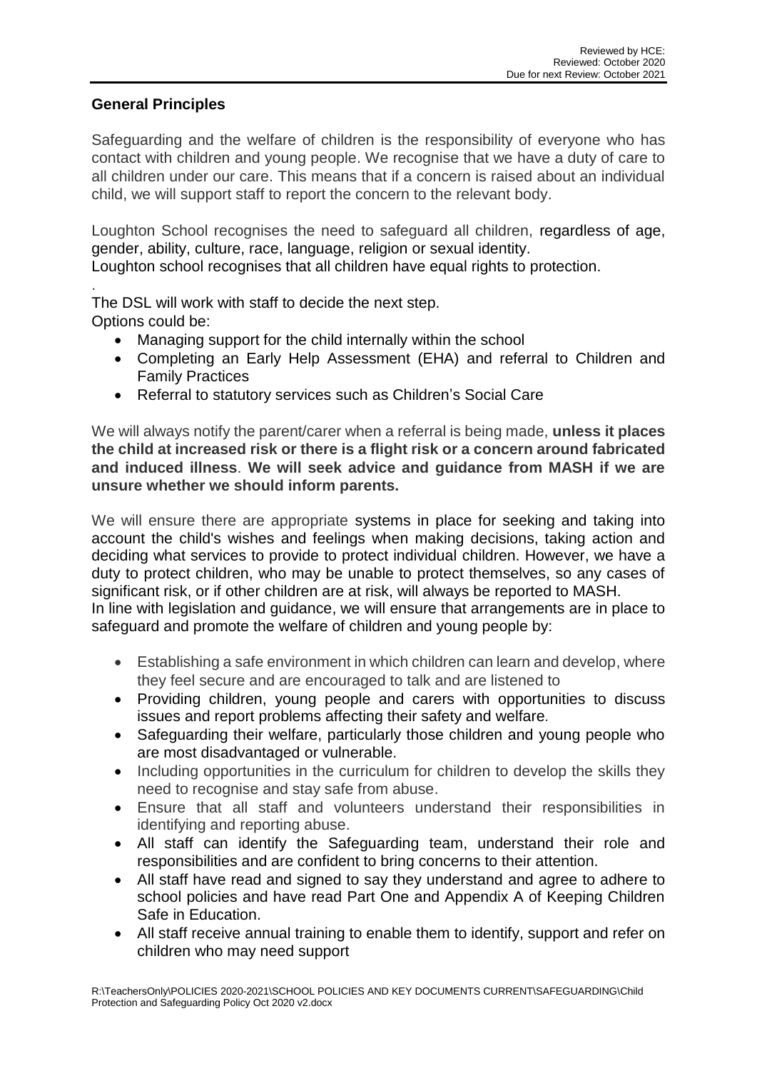## General Principles

Safeguarding and the welfare of children is the responsibility of everyone who has contact with children and young people. We recognise that we have a duty of care to all children under our care. This means that if a concern is raised about an individual child, we will support staff to report the concern to the relevant body.

Loughton School recognises the need to safeguard all children, regardless of age, gender, ability, culture, race, language, religion or sexual identity.
Loughton school recognises that all children have equal rights to protection.

.
The DSL will work with staff to decide the next step.
Options could be:

- Managing support for the child internally within the school
- Completing an Early Help Assessment (EHA) and referral to Children and Family Practices
- Referral to statutory services such as Children's Social Care

We will always notify the parent/carer when a referral is being made, **unless it places the child at increased risk or there is a flight risk or a concern around fabricated and induced illness**. **We will seek advice and guidance from MASH if we are unsure whether we should inform parents.**

We will ensure there are appropriate systems in place for seeking and taking into account the child's wishes and feelings when making decisions, taking action and deciding what services to provide to protect individual children. However, we have a duty to protect children, who may be unable to protect themselves, so any cases of significant risk, or if other children are at risk, will always be reported to MASH.
In line with legislation and guidance, we will ensure that arrangements are in place to safeguard and promote the welfare of children and young people by:

- Establishing a safe environment in which children can learn and develop, where they feel secure and are encouraged to talk and are listened to
- Providing children, young people and carers with opportunities to discuss issues and report problems affecting their safety and welfare.
- Safeguarding their welfare, particularly those children and young people who are most disadvantaged or vulnerable.
- Including opportunities in the curriculum for children to develop the skills they need to recognise and stay safe from abuse.
- Ensure that all staff and volunteers understand their responsibilities in identifying and reporting abuse.
- All staff can identify the Safeguarding team, understand their role and responsibilities and are confident to bring concerns to their attention.
- All staff have read and signed to say they understand and agree to adhere to school policies and have read Part One and Appendix A of Keeping Children Safe in Education.
- All staff receive annual training to enable them to identify, support and refer on children who may need support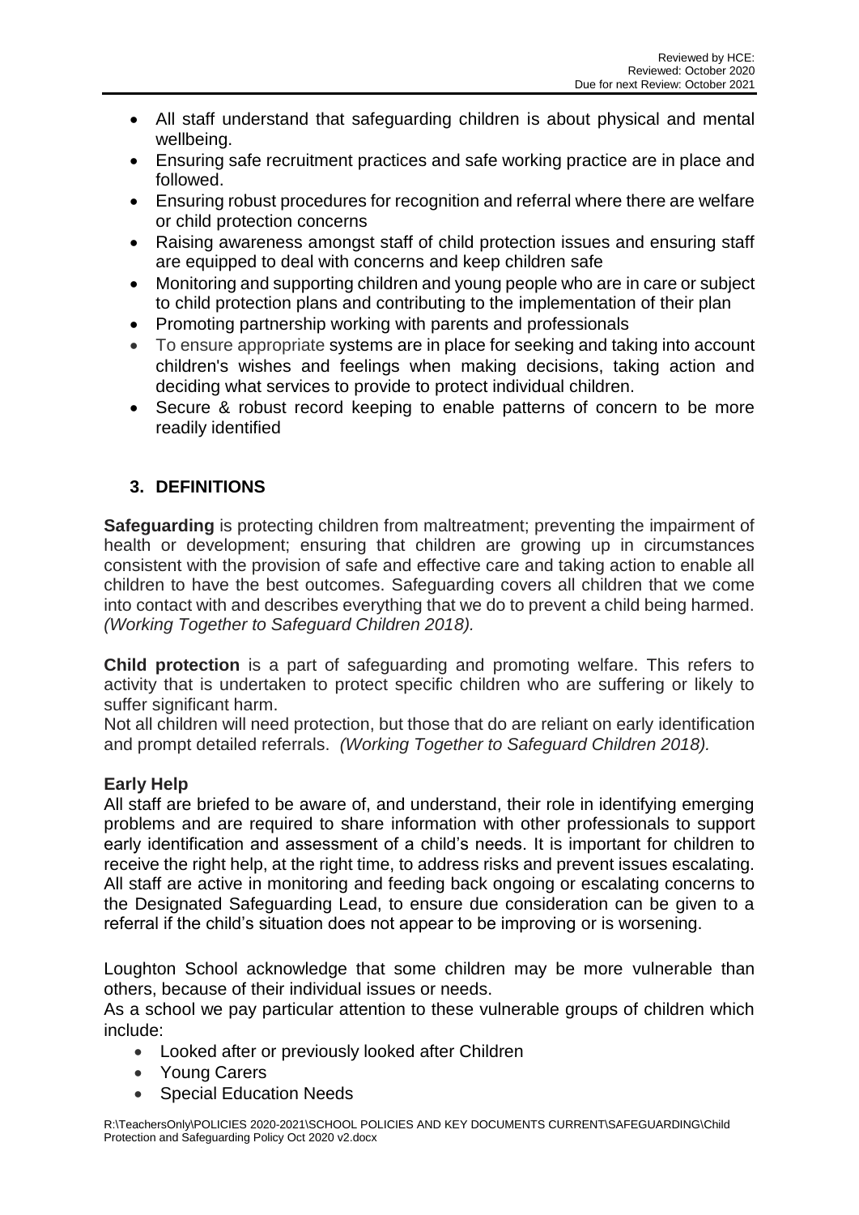- All staff understand that safeguarding children is about physical and mental wellbeing.
- Ensuring safe recruitment practices and safe working practice are in place and followed.
- Ensuring robust procedures for recognition and referral where there are welfare or child protection concerns
- Raising awareness amongst staff of child protection issues and ensuring staff are equipped to deal with concerns and keep children safe
- Monitoring and supporting children and young people who are in care or subject to child protection plans and contributing to the implementation of their plan
- Promoting partnership working with parents and professionals
- To ensure appropriate systems are in place for seeking and taking into account children's wishes and feelings when making decisions, taking action and deciding what services to provide to protect individual children.
- Secure & robust record keeping to enable patterns of concern to be more readily identified

## 3. DEFINITIONS

**Safeguarding** is protecting children from maltreatment; preventing the impairment of health or development; ensuring that children are growing up in circumstances consistent with the provision of safe and effective care and taking action to enable all children to have the best outcomes. Safeguarding covers all children that we come into contact with and describes everything that we do to prevent a child being harmed. *(Working Together to Safeguard Children 2018).*

**Child protection** is a part of safeguarding and promoting welfare. This refers to activity that is undertaken to protect specific children who are suffering or likely to suffer significant harm.
Not all children will need protection, but those that do are reliant on early identification and prompt detailed referrals. *(Working Together to Safeguard Children 2018).*

**Early Help**
All staff are briefed to be aware of, and understand, their role in identifying emerging problems and are required to share information with other professionals to support early identification and assessment of a child's needs. It is important for children to receive the right help, at the right time, to address risks and prevent issues escalating. All staff are active in monitoring and feeding back ongoing or escalating concerns to the Designated Safeguarding Lead, to ensure due consideration can be given to a referral if the child's situation does not appear to be improving or is worsening.

Loughton School acknowledge that some children may be more vulnerable than others, because of their individual issues or needs.
As a school we pay particular attention to these vulnerable groups of children which include:

- Looked after or previously looked after Children
- Young Carers
- Special Education Needs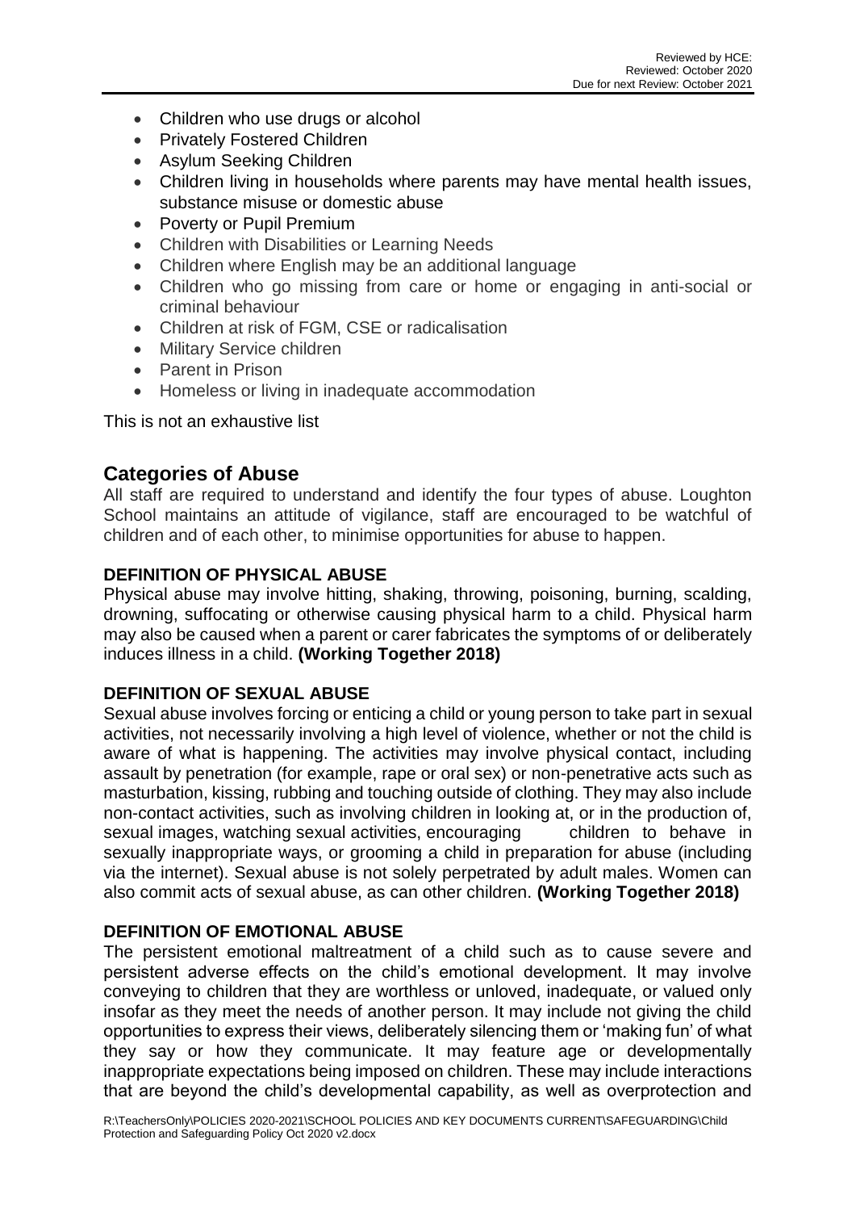- Children who use drugs or alcohol
- Privately Fostered Children
- Asylum Seeking Children
- Children living in households where parents may have mental health issues, substance misuse or domestic abuse
- Poverty or Pupil Premium
- Children with Disabilities or Learning Needs
- Children where English may be an additional language
- Children who go missing from care or home or engaging in anti-social or criminal behaviour
- Children at risk of FGM, CSE or radicalisation
- Military Service children
- Parent in Prison
- Homeless or living in inadequate accommodation

This is not an exhaustive list

## Categories of Abuse

All staff are required to understand and identify the four types of abuse. Loughton School maintains an attitude of vigilance, staff are encouraged to be watchful of children and of each other, to minimise opportunities for abuse to happen.

### DEFINITION OF PHYSICAL ABUSE

Physical abuse may involve hitting, shaking, throwing, poisoning, burning, scalding, drowning, suffocating or otherwise causing physical harm to a child. Physical harm may also be caused when a parent or carer fabricates the symptoms of or deliberately induces illness in a child. **(Working Together 2018)**

### DEFINITION OF SEXUAL ABUSE

Sexual abuse involves forcing or enticing a child or young person to take part in sexual activities, not necessarily involving a high level of violence, whether or not the child is aware of what is happening. The activities may involve physical contact, including assault by penetration (for example, rape or oral sex) or non-penetrative acts such as masturbation, kissing, rubbing and touching outside of clothing. They may also include non-contact activities, such as involving children in looking at, or in the production of, sexual images, watching sexual activities, encouraging children to behave in sexually inappropriate ways, or grooming a child in preparation for abuse (including via the internet). Sexual abuse is not solely perpetrated by adult males. Women can also commit acts of sexual abuse, as can other children. **(Working Together 2018)**

### DEFINITION OF EMOTIONAL ABUSE

The persistent emotional maltreatment of a child such as to cause severe and persistent adverse effects on the child's emotional development. It may involve conveying to children that they are worthless or unloved, inadequate, or valued only insofar as they meet the needs of another person. It may include not giving the child opportunities to express their views, deliberately silencing them or 'making fun' of what they say or how they communicate. It may feature age or developmentally inappropriate expectations being imposed on children. These may include interactions that are beyond the child's developmental capability, as well as overprotection and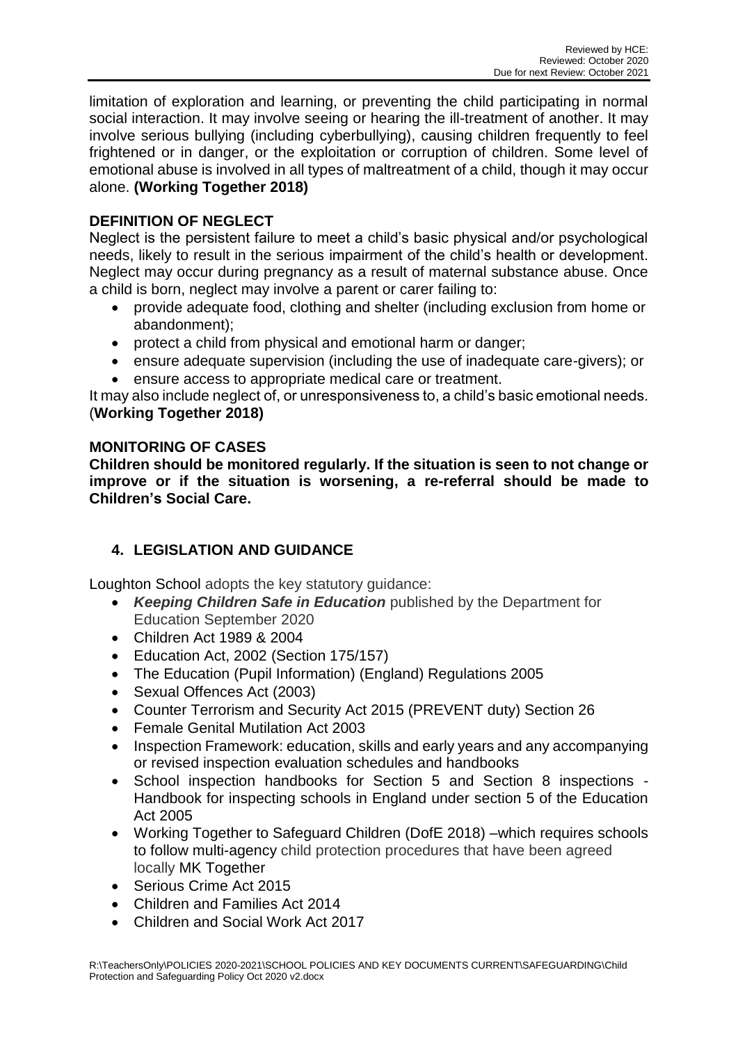limitation of exploration and learning, or preventing the child participating in normal social interaction. It may involve seeing or hearing the ill-treatment of another. It may involve serious bullying (including cyberbullying), causing children frequently to feel frightened or in danger, or the exploitation or corruption of children. Some level of emotional abuse is involved in all types of maltreatment of a child, though it may occur alone. **(Working Together 2018)**

### DEFINITION OF NEGLECT

Neglect is the persistent failure to meet a child's basic physical and/or psychological needs, likely to result in the serious impairment of the child's health or development. Neglect may occur during pregnancy as a result of maternal substance abuse. Once a child is born, neglect may involve a parent or carer failing to:

- provide adequate food, clothing and shelter (including exclusion from home or abandonment);
- protect a child from physical and emotional harm or danger;
- ensure adequate supervision (including the use of inadequate care-givers); or
- ensure access to appropriate medical care or treatment.

It may also include neglect of, or unresponsiveness to, a child's basic emotional needs. (**Working Together 2018)**

### MONITORING OF CASES

**Children should be monitored regularly. If the situation is seen to not change or improve or if the situation is worsening, a re-referral should be made to Children's Social Care.**

## 4. LEGISLATION AND GUIDANCE

Loughton School adopts the key statutory guidance:

- ***Keeping Children Safe in Education*** published by the Department for Education September 2020
- Children Act 1989 & 2004
- Education Act, 2002 (Section 175/157)
- The Education (Pupil Information) (England) Regulations 2005
- Sexual Offences Act (2003)
- Counter Terrorism and Security Act 2015 (PREVENT duty) Section 26
- Female Genital Mutilation Act 2003
- Inspection Framework: education, skills and early years and any accompanying or revised inspection evaluation schedules and handbooks
- School inspection handbooks for Section 5 and Section 8 inspections - Handbook for inspecting schools in England under section 5 of the Education Act 2005
- Working Together to Safeguard Children (DofE 2018) –which requires schools to follow multi-agency child protection procedures that have been agreed locally MK Together
- Serious Crime Act 2015
- Children and Families Act 2014
- Children and Social Work Act 2017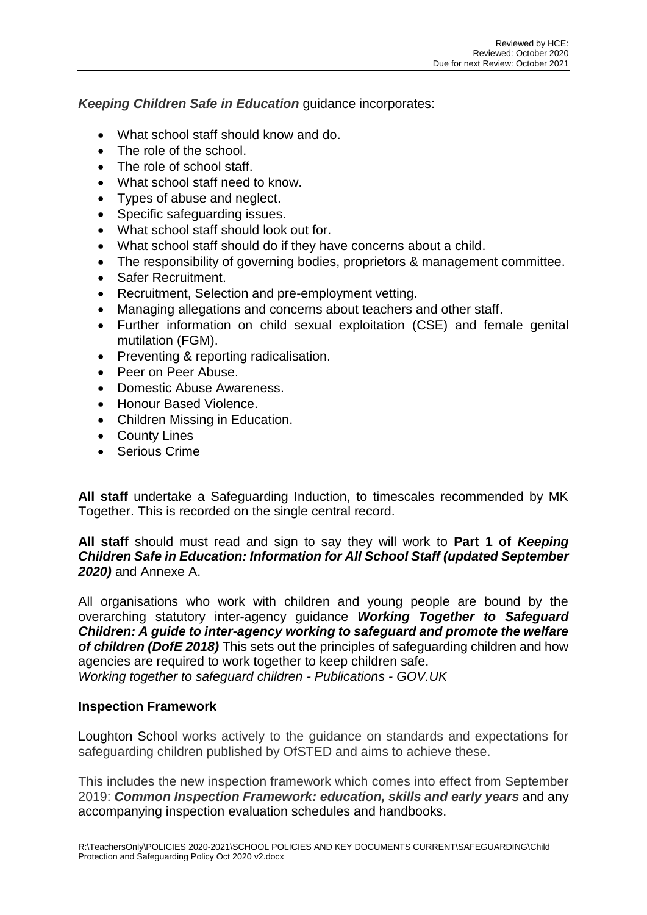***Keeping Children Safe in Education*** guidance incorporates:

- What school staff should know and do.
- The role of the school.
- The role of school staff.
- What school staff need to know.
- Types of abuse and neglect.
- Specific safeguarding issues.
- What school staff should look out for.
- What school staff should do if they have concerns about a child.
- The responsibility of governing bodies, proprietors & management committee.
- Safer Recruitment.
- Recruitment, Selection and pre-employment vetting.
- Managing allegations and concerns about teachers and other staff.
- Further information on child sexual exploitation (CSE) and female genital mutilation (FGM).
- Preventing & reporting radicalisation.
- Peer on Peer Abuse.
- Domestic Abuse Awareness.
- Honour Based Violence.
- Children Missing in Education.
- County Lines
- Serious Crime

**All staff** undertake a Safeguarding Induction, to timescales recommended by MK Together. This is recorded on the single central record.

**All staff** should must read and sign to say they will work to **Part 1 of *Keeping Children Safe in Education: Information for All School Staff (updated September 2020)*** and Annexe A.

All organisations who work with children and young people are bound by the overarching statutory inter-agency guidance ***Working Together to Safeguard Children: A guide to inter-agency working to safeguard and promote the welfare of children (DofE 2018)*** This sets out the principles of safeguarding children and how agencies are required to work together to keep children safe.
*Working together to safeguard children - Publications - GOV.UK*

**Inspection Framework**

Loughton School works actively to the guidance on standards and expectations for safeguarding children published by OfSTED and aims to achieve these.

This includes the new inspection framework which comes into effect from September 2019: ***Common Inspection Framework: education, skills and early years*** and any accompanying inspection evaluation schedules and handbooks.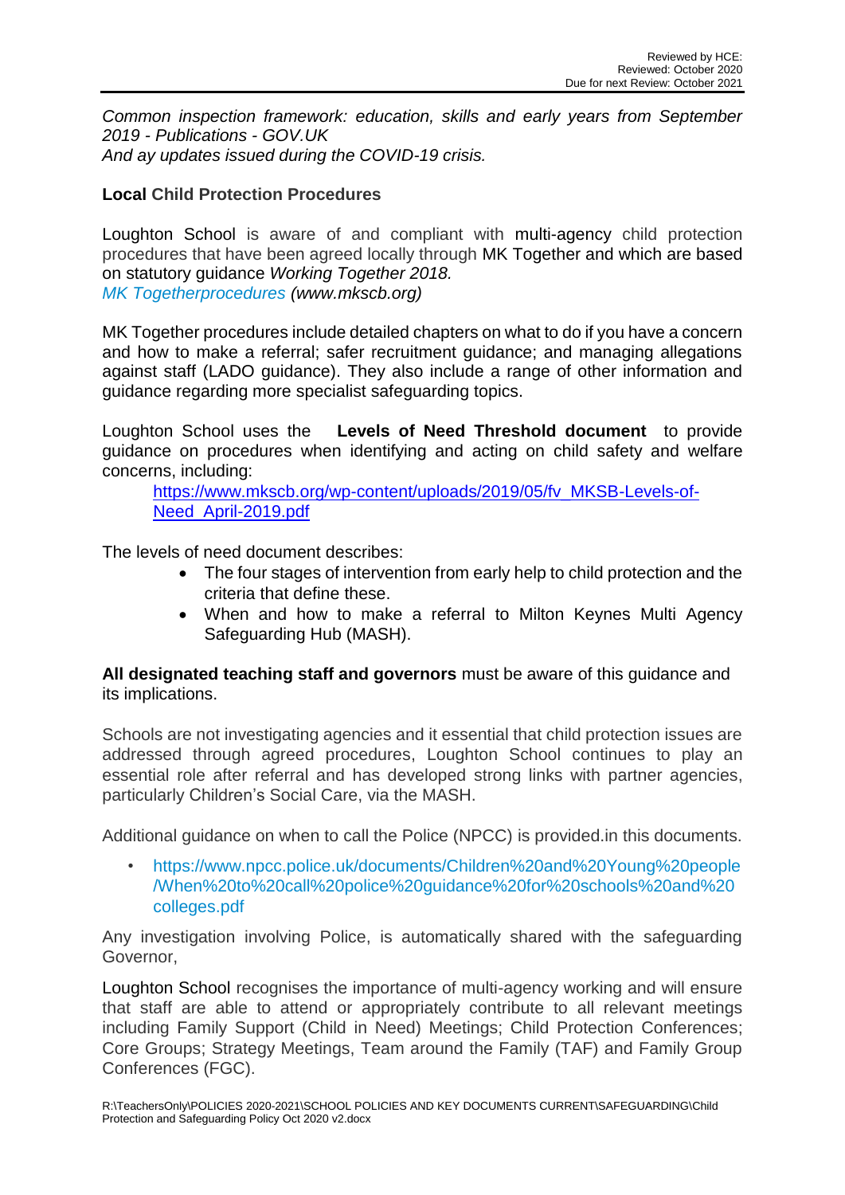*Common inspection framework: education, skills and early years from September 2019 - Publications - GOV.UK*
*And ay updates issued during the COVID-19 crisis.*

**Local Child Protection Procedures**

Loughton School is aware of and compliant with multi-agency child protection procedures that have been agreed locally through MK Together and which are based on statutory guidance *Working Together 2018.*
*MK Togetherprocedures (www.mkscb.org)*

MK Together procedures include detailed chapters on what to do if you have a concern and how to make a referral; safer recruitment guidance; and managing allegations against staff (LADO guidance). They also include a range of other information and guidance regarding more specialist safeguarding topics.

Loughton School uses the **Levels of Need Threshold document** to provide guidance on procedures when identifying and acting on child safety and welfare concerns, including:

https://www.mkscb.org/wp-content/uploads/2019/05/fv_MKSB-Levels-of-Need_April-2019.pdf

The levels of need document describes:

- The four stages of intervention from early help to child protection and the criteria that define these.
- When and how to make a referral to Milton Keynes Multi Agency Safeguarding Hub (MASH).

**All designated teaching staff and governors** must be aware of this guidance and its implications.

Schools are not investigating agencies and it essential that child protection issues are addressed through agreed procedures, Loughton School continues to play an essential role after referral and has developed strong links with partner agencies, particularly Children's Social Care, via the MASH.

Additional guidance on when to call the Police (NPCC) is provided.in this documents.

- https://www.npcc.police.uk/documents/Children%20and%20Young%20people/When%20to%20call%20police%20guidance%20for%20schools%20and%20colleges.pdf

Any investigation involving Police, is automatically shared with the safeguarding Governor,

Loughton School recognises the importance of multi-agency working and will ensure that staff are able to attend or appropriately contribute to all relevant meetings including Family Support (Child in Need) Meetings; Child Protection Conferences; Core Groups; Strategy Meetings, Team around the Family (TAF) and Family Group Conferences (FGC).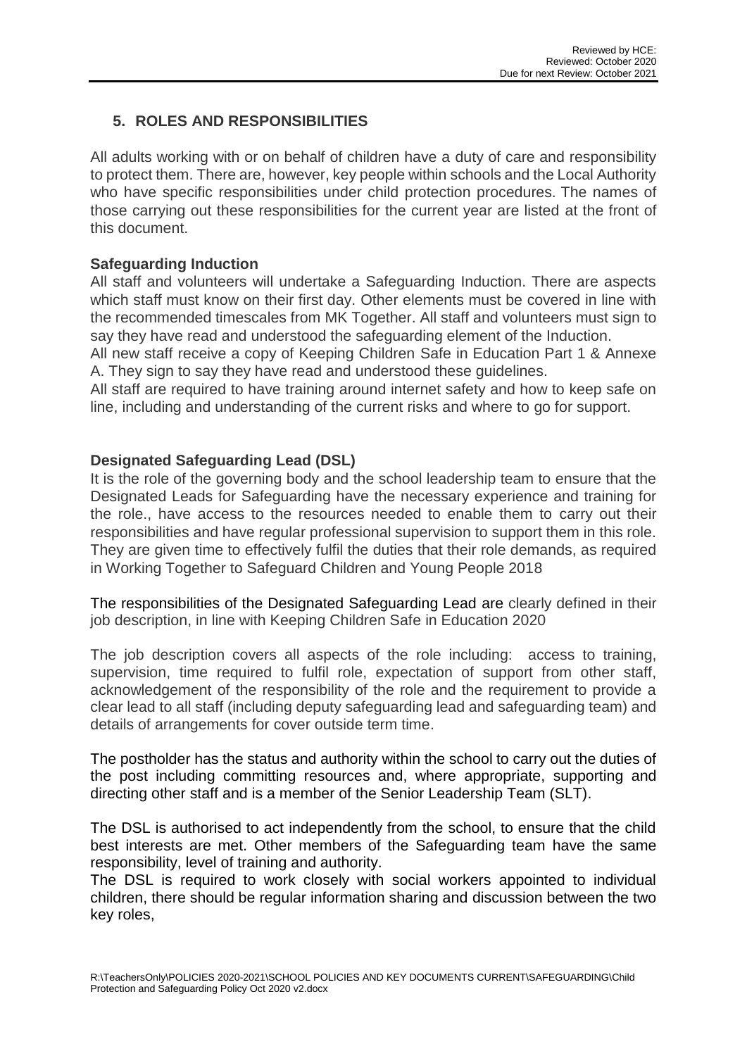## 5. ROLES AND RESPONSIBILITIES

All adults working with or on behalf of children have a duty of care and responsibility to protect them. There are, however, key people within schools and the Local Authority who have specific responsibilities under child protection procedures. The names of those carrying out these responsibilities for the current year are listed at the front of this document.

### Safeguarding Induction

All staff and volunteers will undertake a Safeguarding Induction. There are aspects which staff must know on their first day. Other elements must be covered in line with the recommended timescales from MK Together. All staff and volunteers must sign to say they have read and understood the safeguarding element of the Induction.

All new staff receive a copy of Keeping Children Safe in Education Part 1 & Annexe A. They sign to say they have read and understood these guidelines.

All staff are required to have training around internet safety and how to keep safe on line, including and understanding of the current risks and where to go for support.

### Designated Safeguarding Lead (DSL)

It is the role of the governing body and the school leadership team to ensure that the Designated Leads for Safeguarding have the necessary experience and training for the role., have access to the resources needed to enable them to carry out their responsibilities and have regular professional supervision to support them in this role. They are given time to effectively fulfil the duties that their role demands, as required in Working Together to Safeguard Children and Young People 2018

The responsibilities of the Designated Safeguarding Lead are clearly defined in their job description, in line with Keeping Children Safe in Education 2020

The job description covers all aspects of the role including: access to training, supervision, time required to fulfil role, expectation of support from other staff, acknowledgement of the responsibility of the role and the requirement to provide a clear lead to all staff (including deputy safeguarding lead and safeguarding team) and details of arrangements for cover outside term time.

The postholder has the status and authority within the school to carry out the duties of the post including committing resources and, where appropriate, supporting and directing other staff and is a member of the Senior Leadership Team (SLT).

The DSL is authorised to act independently from the school, to ensure that the child best interests are met. Other members of the Safeguarding team have the same responsibility, level of training and authority.

The DSL is required to work closely with social workers appointed to individual children, there should be regular information sharing and discussion between the two key roles,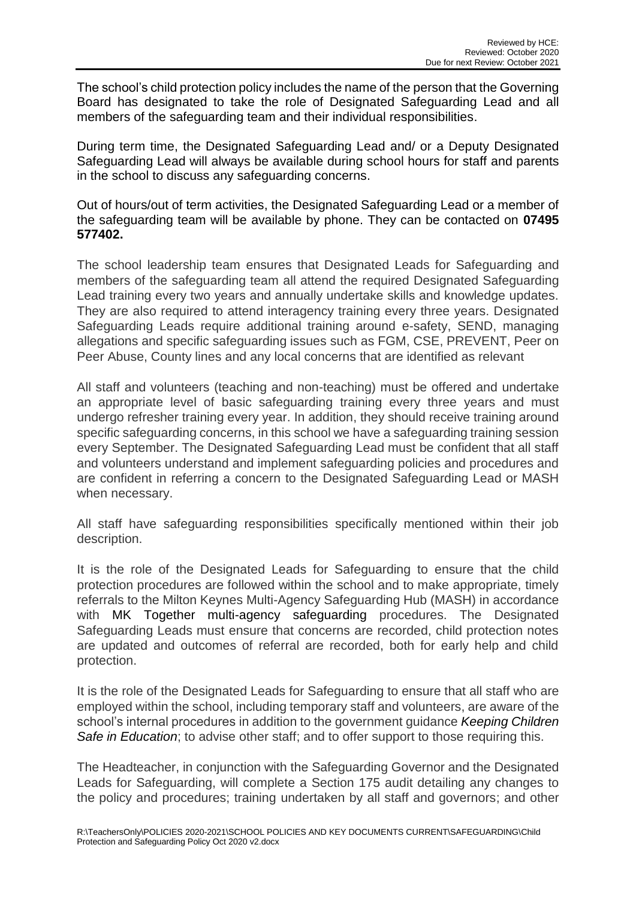The school's child protection policy includes the name of the person that the Governing Board has designated to take the role of Designated Safeguarding Lead and all members of the safeguarding team and their individual responsibilities.

During term time, the Designated Safeguarding Lead and/ or a Deputy Designated Safeguarding Lead will always be available during school hours for staff and parents in the school to discuss any safeguarding concerns.

Out of hours/out of term activities, the Designated Safeguarding Lead or a member of the safeguarding team will be available by phone. They can be contacted on **07495 577402.**

The school leadership team ensures that Designated Leads for Safeguarding and members of the safeguarding team all attend the required Designated Safeguarding Lead training every two years and annually undertake skills and knowledge updates. They are also required to attend interagency training every three years. Designated Safeguarding Leads require additional training around e-safety, SEND, managing allegations and specific safeguarding issues such as FGM, CSE, PREVENT, Peer on Peer Abuse, County lines and any local concerns that are identified as relevant

All staff and volunteers (teaching and non-teaching) must be offered and undertake an appropriate level of basic safeguarding training every three years and must undergo refresher training every year. In addition, they should receive training around specific safeguarding concerns, in this school we have a safeguarding training session every September. The Designated Safeguarding Lead must be confident that all staff and volunteers understand and implement safeguarding policies and procedures and are confident in referring a concern to the Designated Safeguarding Lead or MASH when necessary.

All staff have safeguarding responsibilities specifically mentioned within their job description.

It is the role of the Designated Leads for Safeguarding to ensure that the child protection procedures are followed within the school and to make appropriate, timely referrals to the Milton Keynes Multi-Agency Safeguarding Hub (MASH) in accordance with MK Together multi-agency safeguarding procedures. The Designated Safeguarding Leads must ensure that concerns are recorded, child protection notes are updated and outcomes of referral are recorded, both for early help and child protection.

It is the role of the Designated Leads for Safeguarding to ensure that all staff who are employed within the school, including temporary staff and volunteers, are aware of the school's internal procedures in addition to the government guidance *Keeping Children Safe in Education*; to advise other staff; and to offer support to those requiring this.

The Headteacher, in conjunction with the Safeguarding Governor and the Designated Leads for Safeguarding, will complete a Section 175 audit detailing any changes to the policy and procedures; training undertaken by all staff and governors; and other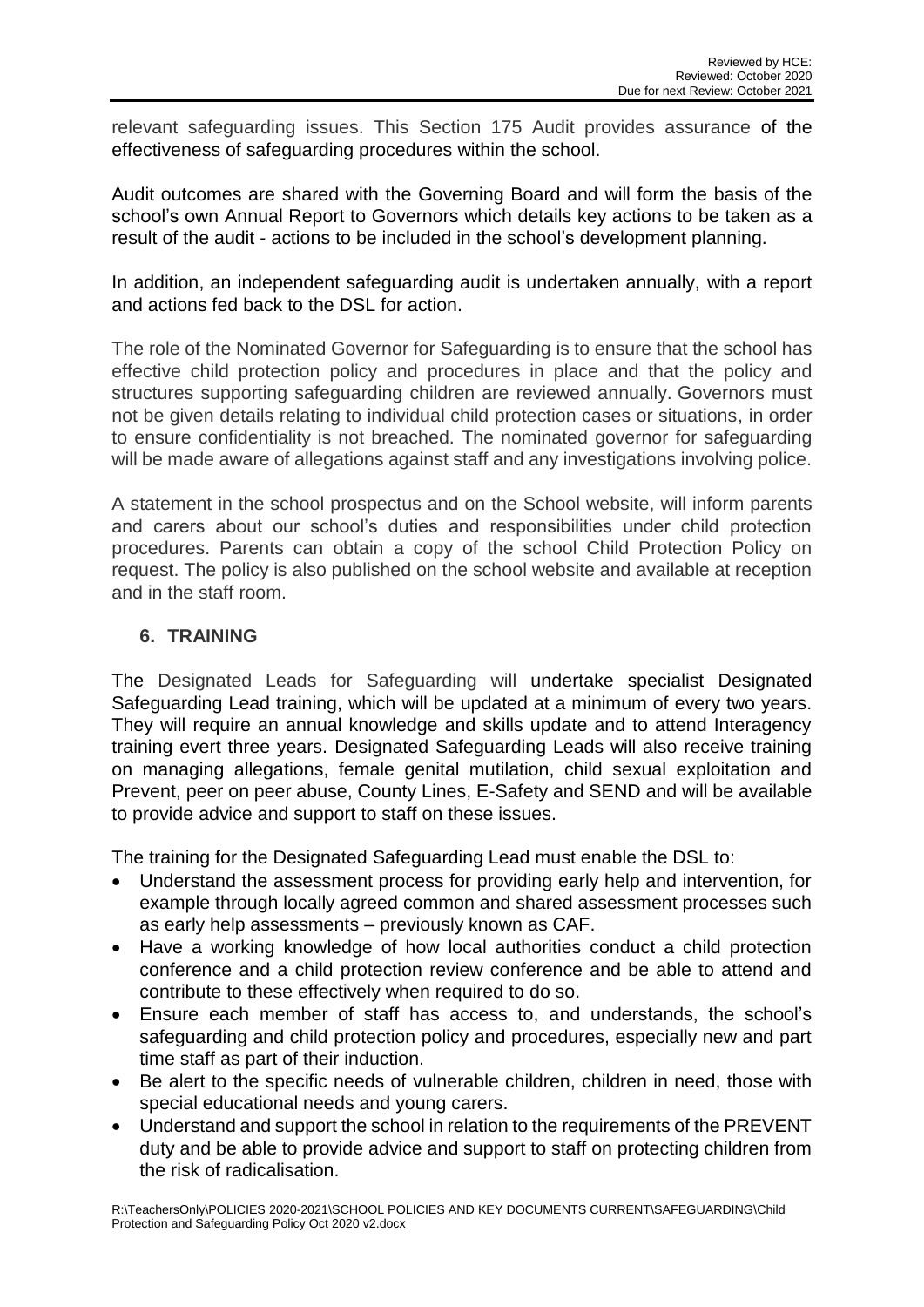relevant safeguarding issues. This Section 175 Audit provides assurance of the effectiveness of safeguarding procedures within the school.

Audit outcomes are shared with the Governing Board and will form the basis of the school's own Annual Report to Governors which details key actions to be taken as a result of the audit - actions to be included in the school's development planning.

In addition, an independent safeguarding audit is undertaken annually, with a report and actions fed back to the DSL for action.

The role of the Nominated Governor for Safeguarding is to ensure that the school has effective child protection policy and procedures in place and that the policy and structures supporting safeguarding children are reviewed annually. Governors must not be given details relating to individual child protection cases or situations, in order to ensure confidentiality is not breached. The nominated governor for safeguarding will be made aware of allegations against staff and any investigations involving police.

A statement in the school prospectus and on the School website, will inform parents and carers about our school's duties and responsibilities under child protection procedures. Parents can obtain a copy of the school Child Protection Policy on request. The policy is also published on the school website and available at reception and in the staff room.

## 6. TRAINING

The Designated Leads for Safeguarding will undertake specialist Designated Safeguarding Lead training, which will be updated at a minimum of every two years. They will require an annual knowledge and skills update and to attend Interagency training evert three years. Designated Safeguarding Leads will also receive training on managing allegations, female genital mutilation, child sexual exploitation and Prevent, peer on peer abuse, County Lines, E-Safety and SEND and will be available to provide advice and support to staff on these issues.

The training for the Designated Safeguarding Lead must enable the DSL to:

- Understand the assessment process for providing early help and intervention, for example through locally agreed common and shared assessment processes such as early help assessments – previously known as CAF.
- Have a working knowledge of how local authorities conduct a child protection conference and a child protection review conference and be able to attend and contribute to these effectively when required to do so.
- Ensure each member of staff has access to, and understands, the school's safeguarding and child protection policy and procedures, especially new and part time staff as part of their induction.
- Be alert to the specific needs of vulnerable children, children in need, those with special educational needs and young carers.
- Understand and support the school in relation to the requirements of the PREVENT duty and be able to provide advice and support to staff on protecting children from the risk of radicalisation.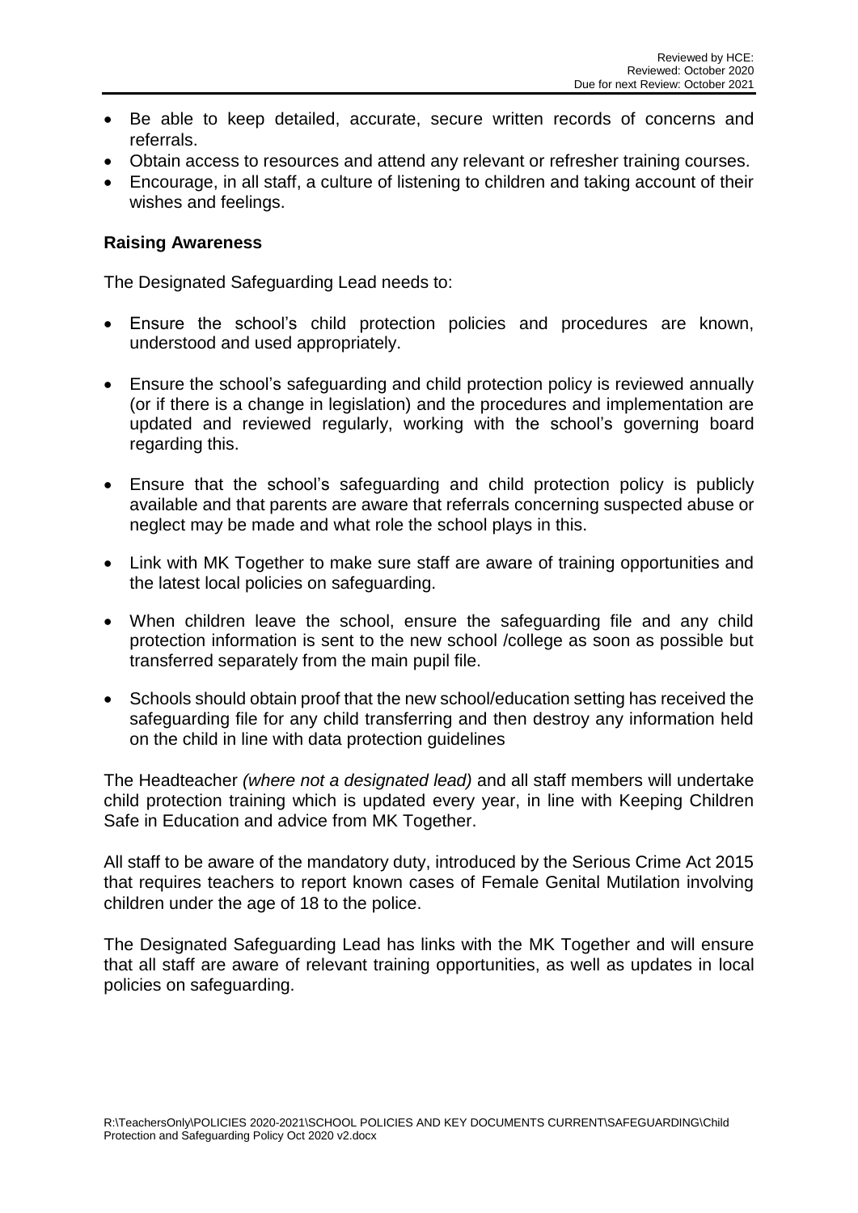- Be able to keep detailed, accurate, secure written records of concerns and referrals.
- Obtain access to resources and attend any relevant or refresher training courses.
- Encourage, in all staff, a culture of listening to children and taking account of their wishes and feelings.

**Raising Awareness**

The Designated Safeguarding Lead needs to:

- Ensure the school's child protection policies and procedures are known, understood and used appropriately.
- Ensure the school's safeguarding and child protection policy is reviewed annually (or if there is a change in legislation) and the procedures and implementation are updated and reviewed regularly, working with the school's governing board regarding this.
- Ensure that the school's safeguarding and child protection policy is publicly available and that parents are aware that referrals concerning suspected abuse or neglect may be made and what role the school plays in this.
- Link with MK Together to make sure staff are aware of training opportunities and the latest local policies on safeguarding.
- When children leave the school, ensure the safeguarding file and any child protection information is sent to the new school /college as soon as possible but transferred separately from the main pupil file.
- Schools should obtain proof that the new school/education setting has received the safeguarding file for any child transferring and then destroy any information held on the child in line with data protection guidelines

The Headteacher *(where not a designated lead)* and all staff members will undertake child protection training which is updated every year, in line with Keeping Children Safe in Education and advice from MK Together.

All staff to be aware of the mandatory duty, introduced by the Serious Crime Act 2015 that requires teachers to report known cases of Female Genital Mutilation involving children under the age of 18 to the police.

The Designated Safeguarding Lead has links with the MK Together and will ensure that all staff are aware of relevant training opportunities, as well as updates in local policies on safeguarding.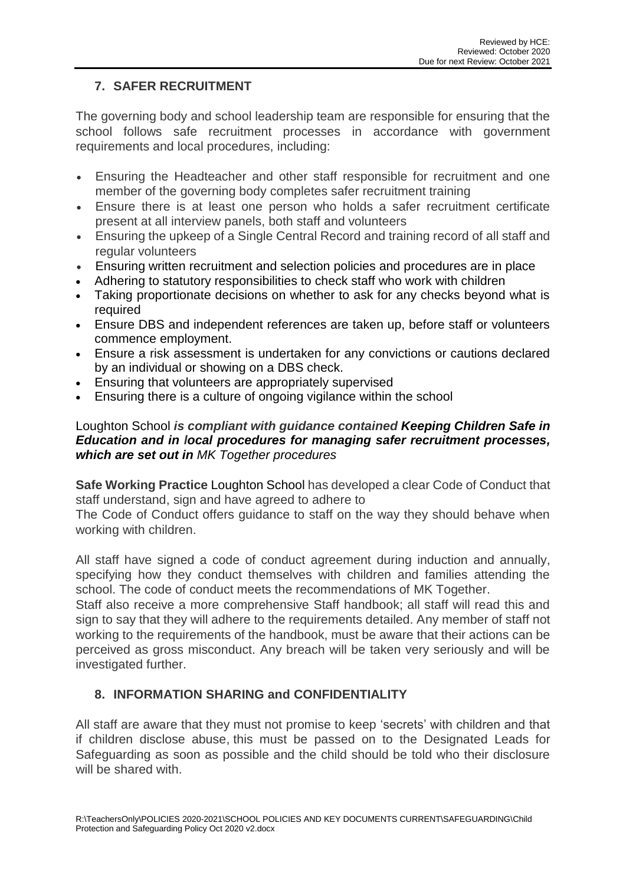## 7. SAFER RECRUITMENT

The governing body and school leadership team are responsible for ensuring that the school follows safe recruitment processes in accordance with government requirements and local procedures, including:

- Ensuring the Headteacher and other staff responsible for recruitment and one member of the governing body completes safer recruitment training
- Ensure there is at least one person who holds a safer recruitment certificate present at all interview panels, both staff and volunteers
- Ensuring the upkeep of a Single Central Record and training record of all staff and regular volunteers
- Ensuring written recruitment and selection policies and procedures are in place
- Adhering to statutory responsibilities to check staff who work with children
- Taking proportionate decisions on whether to ask for any checks beyond what is required
- Ensure DBS and independent references are taken up, before staff or volunteers commence employment.
- Ensure a risk assessment is undertaken for any convictions or cautions declared by an individual or showing on a DBS check.
- Ensuring that volunteers are appropriately supervised
- Ensuring there is a culture of ongoing vigilance within the school

Loughton School ***is compliant with guidance contained Keeping Children Safe in Education and in local procedures for managing safer recruitment processes, which are set out in*** *MK Together procedures*

**Safe Working Practice** Loughton School has developed a clear Code of Conduct that staff understand, sign and have agreed to adhere to
The Code of Conduct offers guidance to staff on the way they should behave when working with children.

All staff have signed a code of conduct agreement during induction and annually, specifying how they conduct themselves with children and families attending the school. The code of conduct meets the recommendations of MK Together.
Staff also receive a more comprehensive Staff handbook; all staff will read this and sign to say that they will adhere to the requirements detailed. Any member of staff not working to the requirements of the handbook, must be aware that their actions can be perceived as gross misconduct. Any breach will be taken very seriously and will be investigated further.

## 8. INFORMATION SHARING and CONFIDENTIALITY

All staff are aware that they must not promise to keep 'secrets' with children and that if children disclose abuse, this must be passed on to the Designated Leads for Safeguarding as soon as possible and the child should be told who their disclosure will be shared with.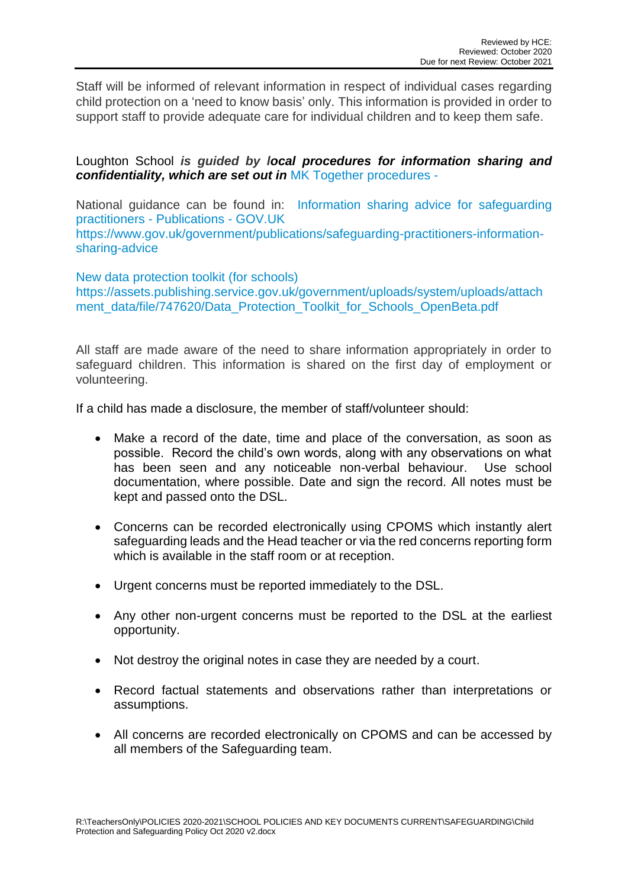Staff will be informed of relevant information in respect of individual cases regarding child protection on a 'need to know basis' only. This information is provided in order to support staff to provide adequate care for individual children and to keep them safe.

Loughton School ***is guided by local procedures for information sharing and confidentiality, which are set out in*** MK Together procedures -

National guidance can be found in: Information sharing advice for safeguarding practitioners - Publications - GOV.UK
https://www.gov.uk/government/publications/safeguarding-practitioners-information-sharing-advice

New data protection toolkit (for schools)
https://assets.publishing.service.gov.uk/government/uploads/system/uploads/attachment_data/file/747620/Data_Protection_Toolkit_for_Schools_OpenBeta.pdf

All staff are made aware of the need to share information appropriately in order to safeguard children. This information is shared on the first day of employment or volunteering.

If a child has made a disclosure, the member of staff/volunteer should:

- Make a record of the date, time and place of the conversation, as soon as possible. Record the child's own words, along with any observations on what has been seen and any noticeable non-verbal behaviour. Use school documentation, where possible. Date and sign the record. All notes must be kept and passed onto the DSL.
- Concerns can be recorded electronically using CPOMS which instantly alert safeguarding leads and the Head teacher or via the red concerns reporting form which is available in the staff room or at reception.
- Urgent concerns must be reported immediately to the DSL.
- Any other non-urgent concerns must be reported to the DSL at the earliest opportunity.
- Not destroy the original notes in case they are needed by a court.
- Record factual statements and observations rather than interpretations or assumptions.
- All concerns are recorded electronically on CPOMS and can be accessed by all members of the Safeguarding team.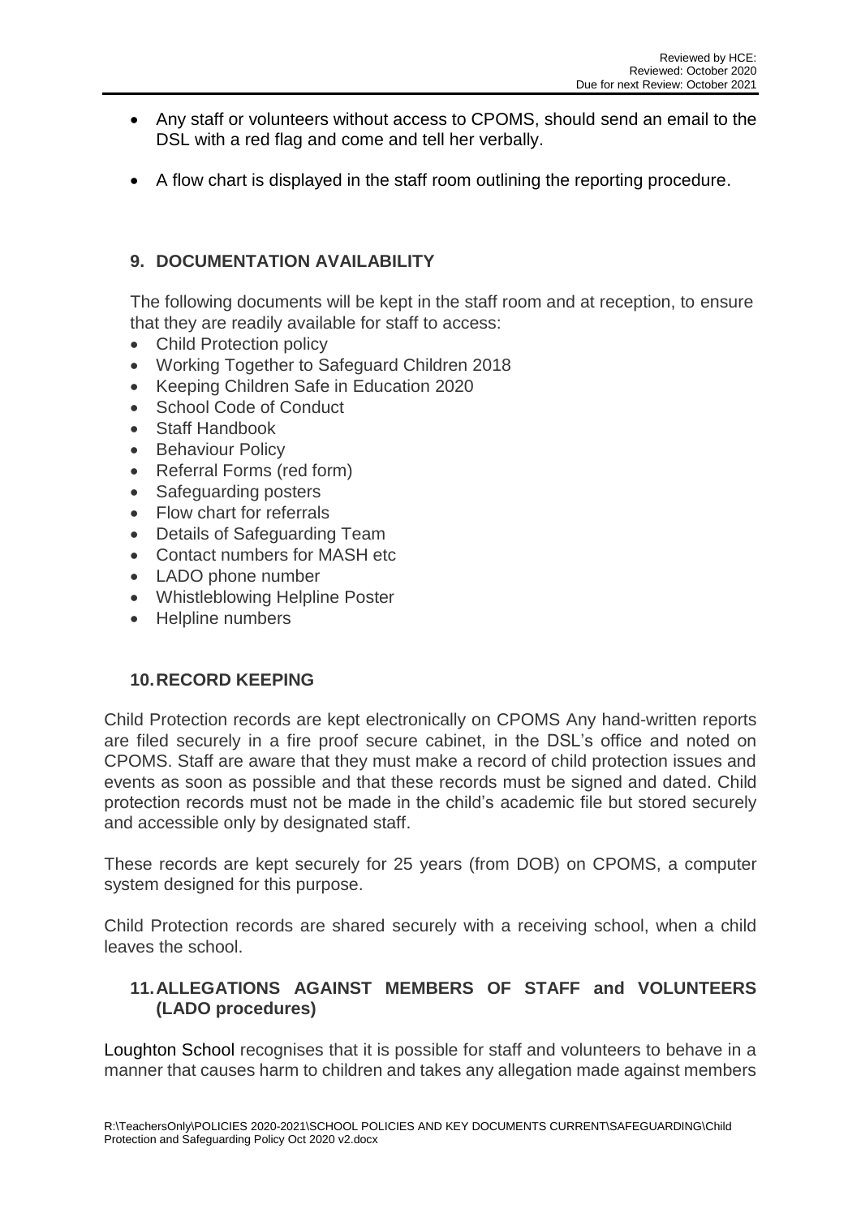- Any staff or volunteers without access to CPOMS, should send an email to the DSL with a red flag and come and tell her verbally.
- A flow chart is displayed in the staff room outlining the reporting procedure.

## 9. DOCUMENTATION AVAILABILITY

The following documents will be kept in the staff room and at reception, to ensure that they are readily available for staff to access:

- Child Protection policy
- Working Together to Safeguard Children 2018
- Keeping Children Safe in Education 2020
- School Code of Conduct
- Staff Handbook
- Behaviour Policy
- Referral Forms (red form)
- Safeguarding posters
- Flow chart for referrals
- Details of Safeguarding Team
- Contact numbers for MASH etc
- LADO phone number
- Whistleblowing Helpline Poster
- Helpline numbers

## 10. RECORD KEEPING

Child Protection records are kept electronically on CPOMS Any hand-written reports are filed securely in a fire proof secure cabinet, in the DSL's office and noted on CPOMS. Staff are aware that they must make a record of child protection issues and events as soon as possible and that these records must be signed and dated. Child protection records must not be made in the child's academic file but stored securely and accessible only by designated staff.

These records are kept securely for 25 years (from DOB) on CPOMS, a computer system designed for this purpose.

Child Protection records are shared securely with a receiving school, when a child leaves the school.

## 11. ALLEGATIONS AGAINST MEMBERS OF STAFF and VOLUNTEERS (LADO procedures)

Loughton School recognises that it is possible for staff and volunteers to behave in a manner that causes harm to children and takes any allegation made against members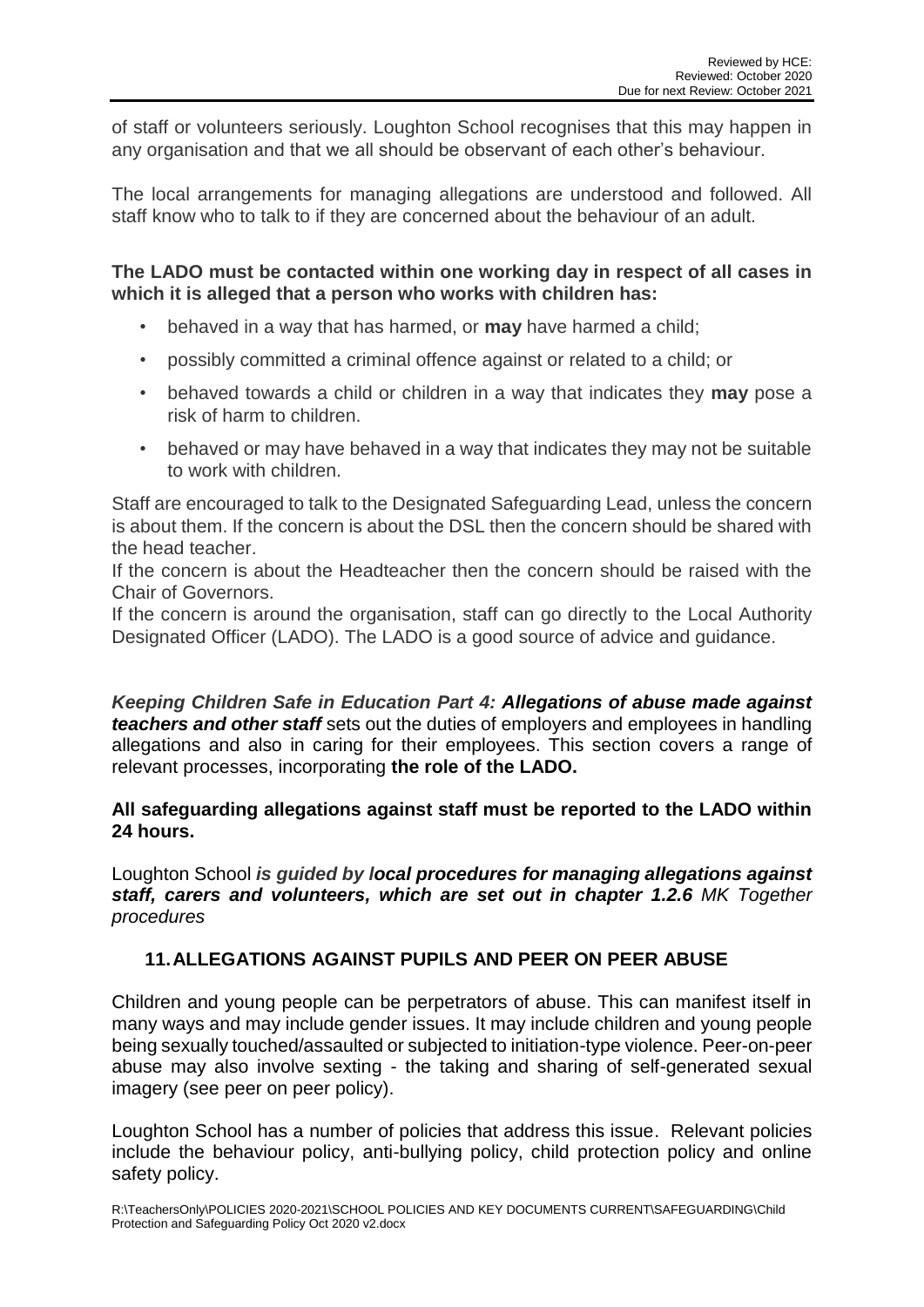of staff or volunteers seriously. Loughton School recognises that this may happen in any organisation and that we all should be observant of each other's behaviour.

The local arrangements for managing allegations are understood and followed. All staff know who to talk to if they are concerned about the behaviour of an adult.

**The LADO must be contacted within one working day in respect of all cases in which it is alleged that a person who works with children has:**

- behaved in a way that has harmed, or **may** have harmed a child;
- possibly committed a criminal offence against or related to a child; or
- behaved towards a child or children in a way that indicates they **may** pose a risk of harm to children.
- behaved or may have behaved in a way that indicates they may not be suitable to work with children.

Staff are encouraged to talk to the Designated Safeguarding Lead, unless the concern is about them. If the concern is about the DSL then the concern should be shared with the head teacher.

If the concern is about the Headteacher then the concern should be raised with the Chair of Governors.

If the concern is around the organisation, staff can go directly to the Local Authority Designated Officer (LADO). The LADO is a good source of advice and guidance.

***Keeping Children Safe in Education Part 4: Allegations of abuse made against teachers and other staff*** sets out the duties of employers and employees in handling allegations and also in caring for their employees. This section covers a range of relevant processes, incorporating **the role of the LADO.**

**All safeguarding allegations against staff must be reported to the LADO within 24 hours.**

Loughton School *is guided by **local procedures for managing allegations against staff, carers and volunteers, which are set out in chapter 1.2.6** MK Together procedures*

## 11. ALLEGATIONS AGAINST PUPILS AND PEER ON PEER ABUSE

Children and young people can be perpetrators of abuse. This can manifest itself in many ways and may include gender issues. It may include children and young people being sexually touched/assaulted or subjected to initiation-type violence. Peer-on-peer abuse may also involve sexting - the taking and sharing of self-generated sexual imagery (see peer on peer policy).

Loughton School has a number of policies that address this issue. Relevant policies include the behaviour policy, anti-bullying policy, child protection policy and online safety policy.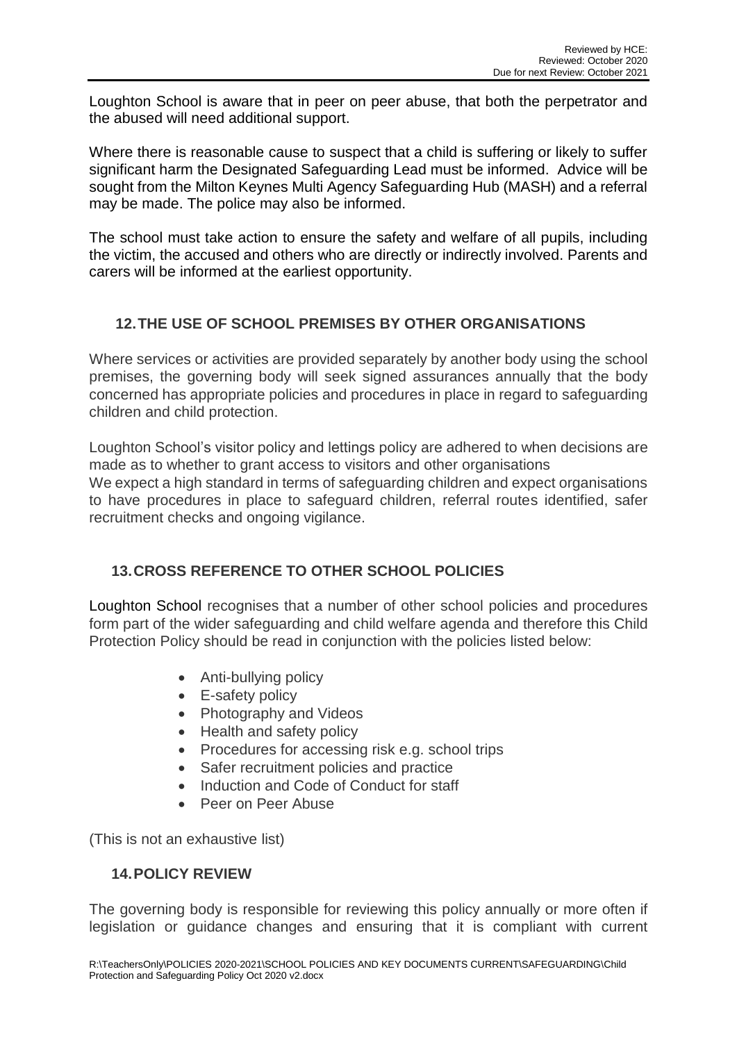Loughton School is aware that in peer on peer abuse, that both the perpetrator and the abused will need additional support.

Where there is reasonable cause to suspect that a child is suffering or likely to suffer significant harm the Designated Safeguarding Lead must be informed. Advice will be sought from the Milton Keynes Multi Agency Safeguarding Hub (MASH) and a referral may be made. The police may also be informed.

The school must take action to ensure the safety and welfare of all pupils, including the victim, the accused and others who are directly or indirectly involved. Parents and carers will be informed at the earliest opportunity.

## 12. THE USE OF SCHOOL PREMISES BY OTHER ORGANISATIONS

Where services or activities are provided separately by another body using the school premises, the governing body will seek signed assurances annually that the body concerned has appropriate policies and procedures in place in regard to safeguarding children and child protection.

Loughton School's visitor policy and lettings policy are adhered to when decisions are made as to whether to grant access to visitors and other organisations
We expect a high standard in terms of safeguarding children and expect organisations to have procedures in place to safeguard children, referral routes identified, safer recruitment checks and ongoing vigilance.

## 13. CROSS REFERENCE TO OTHER SCHOOL POLICIES

Loughton School recognises that a number of other school policies and procedures form part of the wider safeguarding and child welfare agenda and therefore this Child Protection Policy should be read in conjunction with the policies listed below:

- Anti-bullying policy
- E-safety policy
- Photography and Videos
- Health and safety policy
- Procedures for accessing risk e.g. school trips
- Safer recruitment policies and practice
- Induction and Code of Conduct for staff
- Peer on Peer Abuse

(This is not an exhaustive list)

## 14. POLICY REVIEW

The governing body is responsible for reviewing this policy annually or more often if legislation or guidance changes and ensuring that it is compliant with current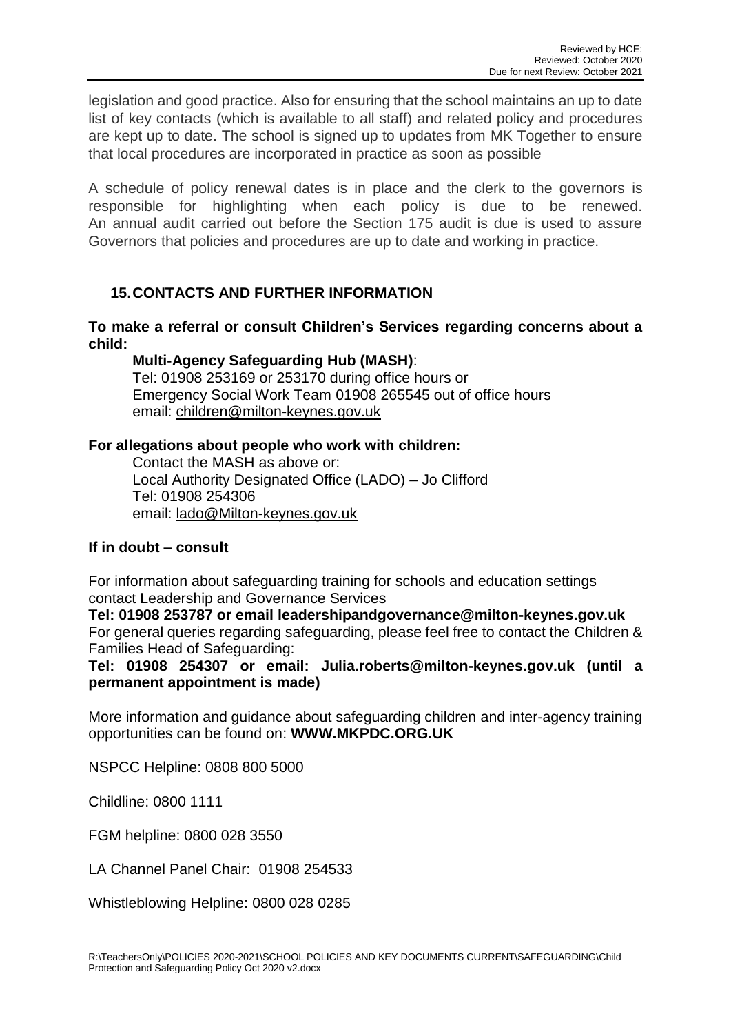legislation and good practice. Also for ensuring that the school maintains an up to date list of key contacts (which is available to all staff) and related policy and procedures are kept up to date. The school is signed up to updates from MK Together to ensure that local procedures are incorporated in practice as soon as possible

A schedule of policy renewal dates is in place and the clerk to the governors is responsible for highlighting when each policy is due to be renewed. An annual audit carried out before the Section 175 audit is due is used to assure Governors that policies and procedures are up to date and working in practice.

## 15. CONTACTS AND FURTHER INFORMATION

**To make a referral or consult Children's Services regarding concerns about a child:**

**Multi-Agency Safeguarding Hub (MASH)**:
Tel: 01908 253169 or 253170 during office hours or
Emergency Social Work Team 01908 265545 out of office hours
email: children@milton-keynes.gov.uk

**For allegations about people who work with children:**

Contact the MASH as above or:
Local Authority Designated Office (LADO) – Jo Clifford
Tel: 01908 254306
email: lado@Milton-keynes.gov.uk

**If in doubt – consult**

For information about safeguarding training for schools and education settings contact Leadership and Governance Services
**Tel: 01908 253787 or email leadershipandgovernance@milton-keynes.gov.uk**
For general queries regarding safeguarding, please feel free to contact the Children & Families Head of Safeguarding:
**Tel: 01908 254307 or email: Julia.roberts@milton-keynes.gov.uk (until a permanent appointment is made)**

More information and guidance about safeguarding children and inter-agency training opportunities can be found on: **WWW.MKPDC.ORG.UK**

NSPCC Helpline: 0808 800 5000

Childline: 0800 1111

FGM helpline: 0800 028 3550

LA Channel Panel Chair: 01908 254533

Whistleblowing Helpline: 0800 028 0285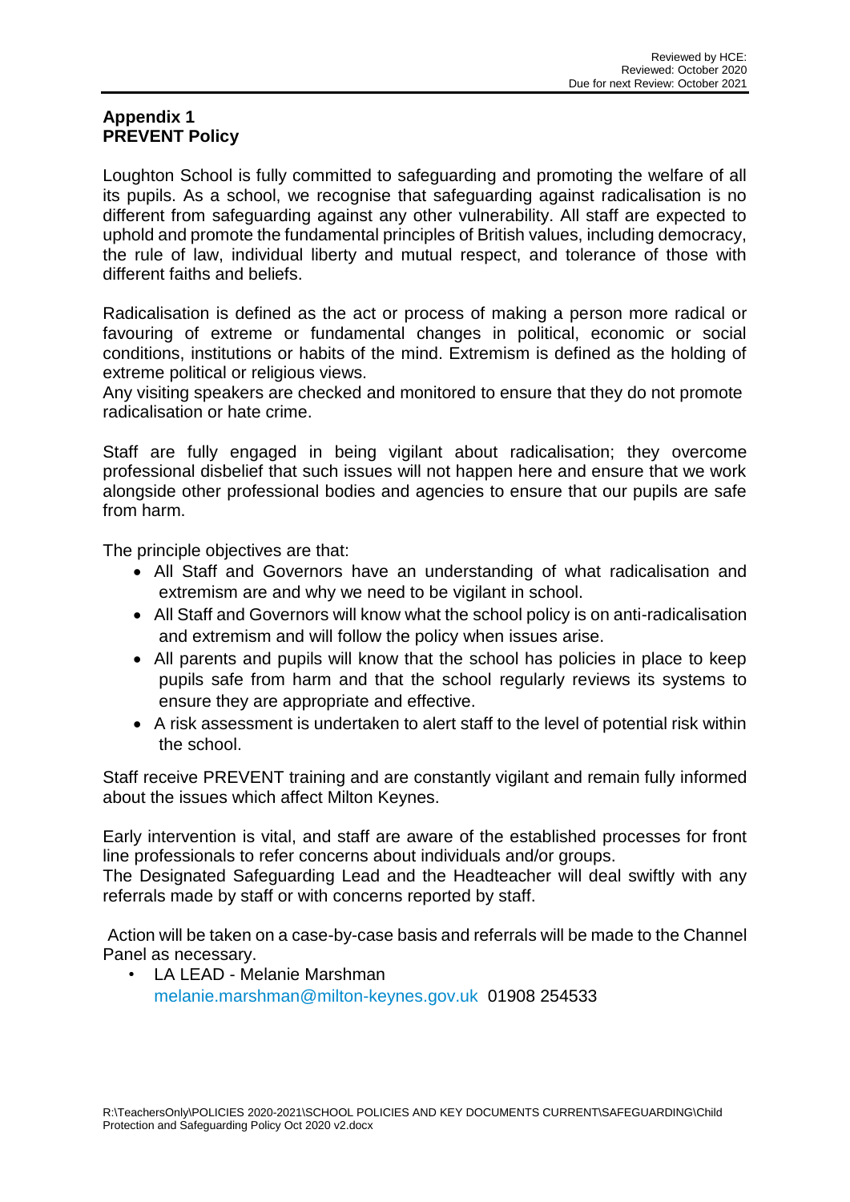**Appendix 1**
**PREVENT Policy**

Loughton School is fully committed to safeguarding and promoting the welfare of all its pupils. As a school, we recognise that safeguarding against radicalisation is no different from safeguarding against any other vulnerability. All staff are expected to uphold and promote the fundamental principles of British values, including democracy, the rule of law, individual liberty and mutual respect, and tolerance of those with different faiths and beliefs.

Radicalisation is defined as the act or process of making a person more radical or favouring of extreme or fundamental changes in political, economic or social conditions, institutions or habits of the mind. Extremism is defined as the holding of extreme political or religious views.
Any visiting speakers are checked and monitored to ensure that they do not promote radicalisation or hate crime.

Staff are fully engaged in being vigilant about radicalisation; they overcome professional disbelief that such issues will not happen here and ensure that we work alongside other professional bodies and agencies to ensure that our pupils are safe from harm.

The principle objectives are that:

- All Staff and Governors have an understanding of what radicalisation and extremism are and why we need to be vigilant in school.
- All Staff and Governors will know what the school policy is on anti-radicalisation and extremism and will follow the policy when issues arise.
- All parents and pupils will know that the school has policies in place to keep pupils safe from harm and that the school regularly reviews its systems to ensure they are appropriate and effective.
- A risk assessment is undertaken to alert staff to the level of potential risk within the school.

Staff receive PREVENT training and are constantly vigilant and remain fully informed about the issues which affect Milton Keynes.

Early intervention is vital, and staff are aware of the established processes for front line professionals to refer concerns about individuals and/or groups.
The Designated Safeguarding Lead and the Headteacher will deal swiftly with any referrals made by staff or with concerns reported by staff.

Action will be taken on a case-by-case basis and referrals will be made to the Channel Panel as necessary.

- LA LEAD - Melanie Marshman
  melanie.marshman@milton-keynes.gov.uk 01908 254533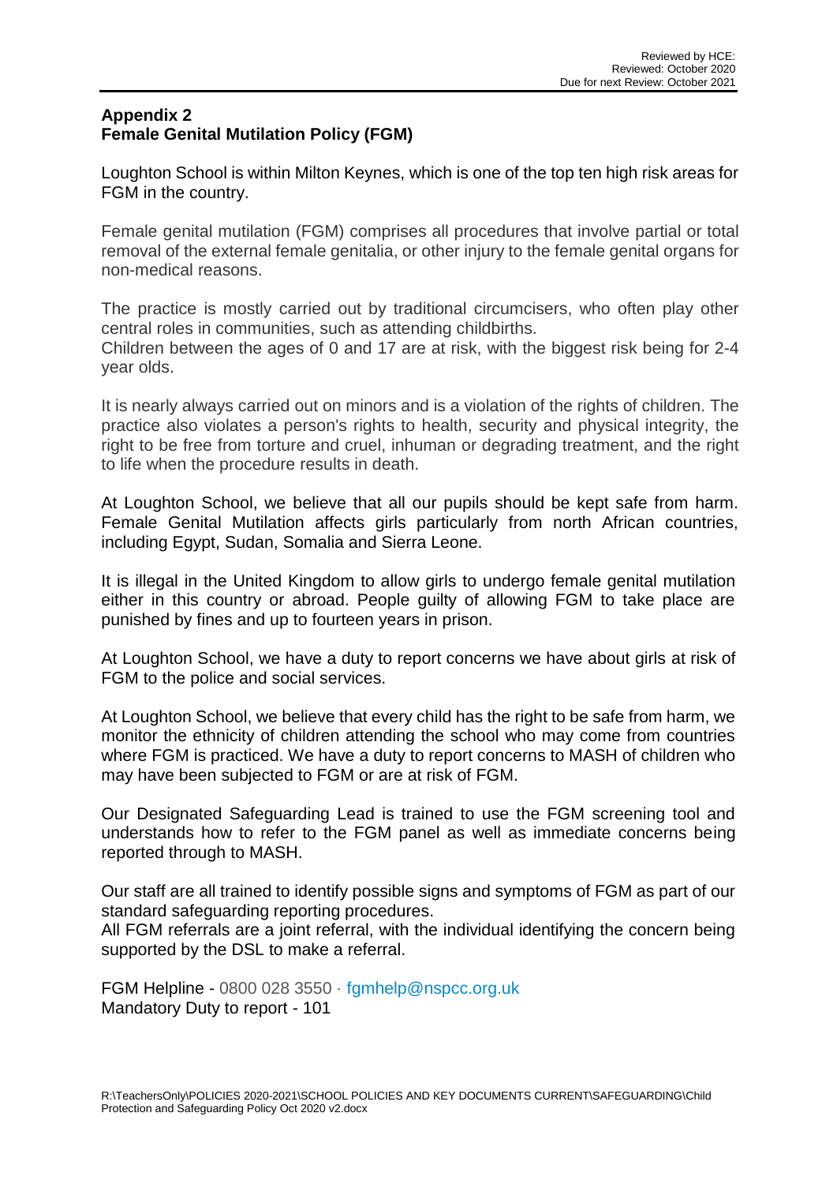## Appendix 2
## Female Genital Mutilation Policy (FGM)

Loughton School is within Milton Keynes, which is one of the top ten high risk areas for FGM in the country.

Female genital mutilation (FGM) comprises all procedures that involve partial or total removal of the external female genitalia, or other injury to the female genital organs for non-medical reasons.

The practice is mostly carried out by traditional circumcisers, who often play other central roles in communities, such as attending childbirths.
Children between the ages of 0 and 17 are at risk, with the biggest risk being for 2-4 year olds.

It is nearly always carried out on minors and is a violation of the rights of children. The practice also violates a person's rights to health, security and physical integrity, the right to be free from torture and cruel, inhuman or degrading treatment, and the right to life when the procedure results in death.

At Loughton School, we believe that all our pupils should be kept safe from harm. Female Genital Mutilation affects girls particularly from north African countries, including Egypt, Sudan, Somalia and Sierra Leone.

It is illegal in the United Kingdom to allow girls to undergo female genital mutilation either in this country or abroad. People guilty of allowing FGM to take place are punished by fines and up to fourteen years in prison.

At Loughton School, we have a duty to report concerns we have about girls at risk of FGM to the police and social services.

At Loughton School, we believe that every child has the right to be safe from harm, we monitor the ethnicity of children attending the school who may come from countries where FGM is practiced. We have a duty to report concerns to MASH of children who may have been subjected to FGM or are at risk of FGM.

Our Designated Safeguarding Lead is trained to use the FGM screening tool and understands how to refer to the FGM panel as well as immediate concerns being reported through to MASH.

Our staff are all trained to identify possible signs and symptoms of FGM as part of our standard safeguarding reporting procedures.
All FGM referrals are a joint referral, with the individual identifying the concern being supported by the DSL to make a referral.

FGM Helpline - 0800 028 3550 · fgmhelp@nspcc.org.uk
Mandatory Duty to report - 101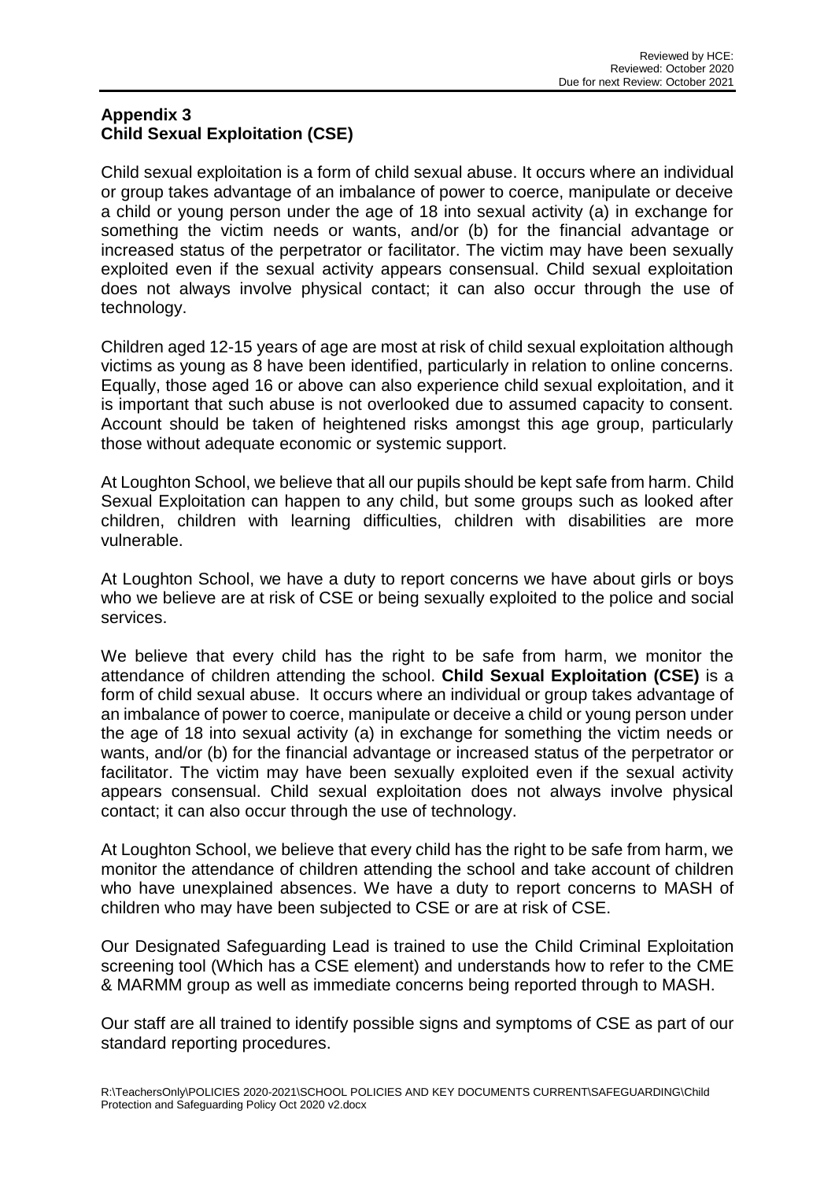## Appendix 3
## Child Sexual Exploitation (CSE)

Child sexual exploitation is a form of child sexual abuse. It occurs where an individual or group takes advantage of an imbalance of power to coerce, manipulate or deceive a child or young person under the age of 18 into sexual activity (a) in exchange for something the victim needs or wants, and/or (b) for the financial advantage or increased status of the perpetrator or facilitator. The victim may have been sexually exploited even if the sexual activity appears consensual. Child sexual exploitation does not always involve physical contact; it can also occur through the use of technology.

Children aged 12-15 years of age are most at risk of child sexual exploitation although victims as young as 8 have been identified, particularly in relation to online concerns. Equally, those aged 16 or above can also experience child sexual exploitation, and it is important that such abuse is not overlooked due to assumed capacity to consent. Account should be taken of heightened risks amongst this age group, particularly those without adequate economic or systemic support.

At Loughton School, we believe that all our pupils should be kept safe from harm. Child Sexual Exploitation can happen to any child, but some groups such as looked after children, children with learning difficulties, children with disabilities are more vulnerable.

At Loughton School, we have a duty to report concerns we have about girls or boys who we believe are at risk of CSE or being sexually exploited to the police and social services.

We believe that every child has the right to be safe from harm, we monitor the attendance of children attending the school. **Child Sexual Exploitation (CSE)** is a form of child sexual abuse. It occurs where an individual or group takes advantage of an imbalance of power to coerce, manipulate or deceive a child or young person under the age of 18 into sexual activity (a) in exchange for something the victim needs or wants, and/or (b) for the financial advantage or increased status of the perpetrator or facilitator. The victim may have been sexually exploited even if the sexual activity appears consensual. Child sexual exploitation does not always involve physical contact; it can also occur through the use of technology.

At Loughton School, we believe that every child has the right to be safe from harm, we monitor the attendance of children attending the school and take account of children who have unexplained absences. We have a duty to report concerns to MASH of children who may have been subjected to CSE or are at risk of CSE.

Our Designated Safeguarding Lead is trained to use the Child Criminal Exploitation screening tool (Which has a CSE element) and understands how to refer to the CME & MARMM group as well as immediate concerns being reported through to MASH.

Our staff are all trained to identify possible signs and symptoms of CSE as part of our standard reporting procedures.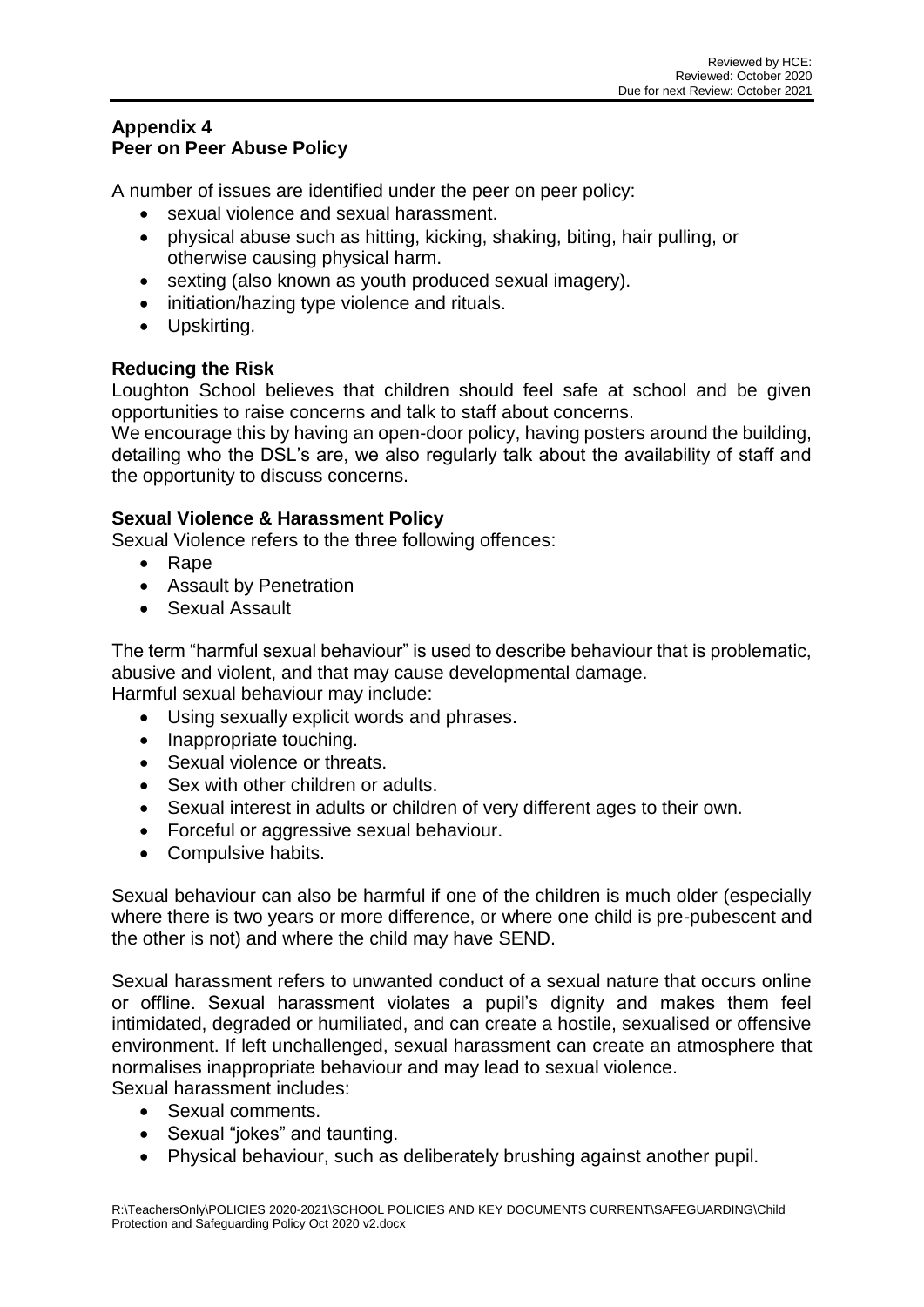## Appendix 4
## Peer on Peer Abuse Policy

A number of issues are identified under the peer on peer policy:

- sexual violence and sexual harassment.
- physical abuse such as hitting, kicking, shaking, biting, hair pulling, or otherwise causing physical harm.
- sexting (also known as youth produced sexual imagery).
- initiation/hazing type violence and rituals.
- Upskirting.

### Reducing the Risk

Loughton School believes that children should feel safe at school and be given opportunities to raise concerns and talk to staff about concerns.
We encourage this by having an open-door policy, having posters around the building, detailing who the DSL's are, we also regularly talk about the availability of staff and the opportunity to discuss concerns.

### Sexual Violence & Harassment Policy

Sexual Violence refers to the three following offences:

- Rape
- Assault by Penetration
- Sexual Assault

The term "harmful sexual behaviour" is used to describe behaviour that is problematic, abusive and violent, and that may cause developmental damage.
Harmful sexual behaviour may include:

- Using sexually explicit words and phrases.
- Inappropriate touching.
- Sexual violence or threats.
- Sex with other children or adults.
- Sexual interest in adults or children of very different ages to their own.
- Forceful or aggressive sexual behaviour.
- Compulsive habits.

Sexual behaviour can also be harmful if one of the children is much older (especially where there is two years or more difference, or where one child is pre-pubescent and the other is not) and where the child may have SEND.

Sexual harassment refers to unwanted conduct of a sexual nature that occurs online or offline. Sexual harassment violates a pupil's dignity and makes them feel intimidated, degraded or humiliated, and can create a hostile, sexualised or offensive environment. If left unchallenged, sexual harassment can create an atmosphere that normalises inappropriate behaviour and may lead to sexual violence.
Sexual harassment includes:

- Sexual comments.
- Sexual "jokes" and taunting.
- Physical behaviour, such as deliberately brushing against another pupil.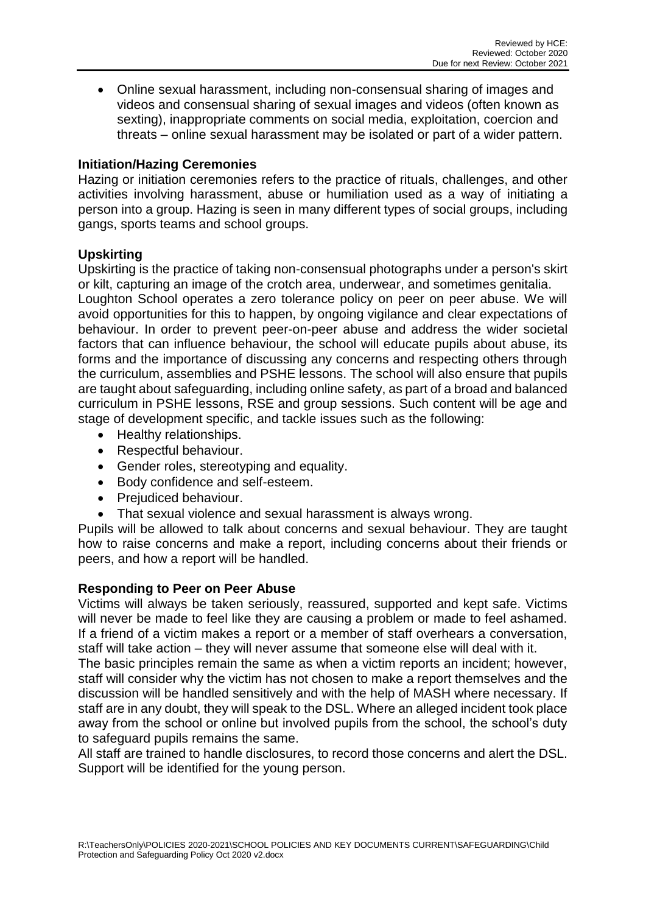- Online sexual harassment, including non-consensual sharing of images and videos and consensual sharing of sexual images and videos (often known as sexting), inappropriate comments on social media, exploitation, coercion and threats – online sexual harassment may be isolated or part of a wider pattern.

**Initiation/Hazing Ceremonies**

Hazing or initiation ceremonies refers to the practice of rituals, challenges, and other activities involving harassment, abuse or humiliation used as a way of initiating a person into a group. Hazing is seen in many different types of social groups, including gangs, sports teams and school groups.

**Upskirting**

Upskirting is the practice of taking non-consensual photographs under a person's skirt or kilt, capturing an image of the crotch area, underwear, and sometimes genitalia.

Loughton School operates a zero tolerance policy on peer on peer abuse. We will avoid opportunities for this to happen, by ongoing vigilance and clear expectations of behaviour. In order to prevent peer-on-peer abuse and address the wider societal factors that can influence behaviour, the school will educate pupils about abuse, its forms and the importance of discussing any concerns and respecting others through the curriculum, assemblies and PSHE lessons. The school will also ensure that pupils are taught about safeguarding, including online safety, as part of a broad and balanced curriculum in PSHE lessons, RSE and group sessions. Such content will be age and stage of development specific, and tackle issues such as the following:

- Healthy relationships.
- Respectful behaviour.
- Gender roles, stereotyping and equality.
- Body confidence and self-esteem.
- Prejudiced behaviour.
- That sexual violence and sexual harassment is always wrong.

Pupils will be allowed to talk about concerns and sexual behaviour. They are taught how to raise concerns and make a report, including concerns about their friends or peers, and how a report will be handled.

**Responding to Peer on Peer Abuse**

Victims will always be taken seriously, reassured, supported and kept safe. Victims will never be made to feel like they are causing a problem or made to feel ashamed. If a friend of a victim makes a report or a member of staff overhears a conversation, staff will take action – they will never assume that someone else will deal with it.

The basic principles remain the same as when a victim reports an incident; however, staff will consider why the victim has not chosen to make a report themselves and the discussion will be handled sensitively and with the help of MASH where necessary. If staff are in any doubt, they will speak to the DSL. Where an alleged incident took place away from the school or online but involved pupils from the school, the school's duty to safeguard pupils remains the same.

All staff are trained to handle disclosures, to record those concerns and alert the DSL. Support will be identified for the young person.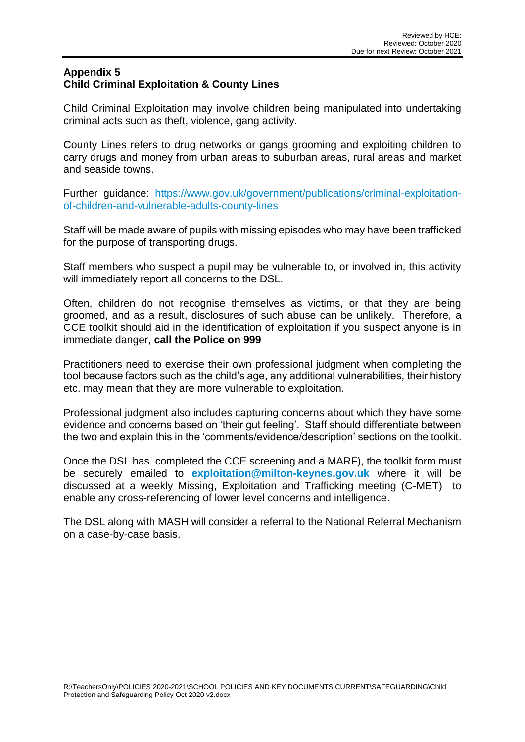## Appendix 5
## Child Criminal Exploitation & County Lines

Child Criminal Exploitation may involve children being manipulated into undertaking criminal acts such as theft, violence, gang activity.

County Lines refers to drug networks or gangs grooming and exploiting children to carry drugs and money from urban areas to suburban areas, rural areas and market and seaside towns.

Further guidance: https://www.gov.uk/government/publications/criminal-exploitation-of-children-and-vulnerable-adults-county-lines

Staff will be made aware of pupils with missing episodes who may have been trafficked for the purpose of transporting drugs.

Staff members who suspect a pupil may be vulnerable to, or involved in, this activity will immediately report all concerns to the DSL.

Often, children do not recognise themselves as victims, or that they are being groomed, and as a result, disclosures of such abuse can be unlikely. Therefore, a CCE toolkit should aid in the identification of exploitation if you suspect anyone is in immediate danger, **call the Police on 999**

Practitioners need to exercise their own professional judgment when completing the tool because factors such as the child's age, any additional vulnerabilities, their history etc. may mean that they are more vulnerable to exploitation.

Professional judgment also includes capturing concerns about which they have some evidence and concerns based on 'their gut feeling'. Staff should differentiate between the two and explain this in the 'comments/evidence/description' sections on the toolkit.

Once the DSL has completed the CCE screening and a MARF), the toolkit form must be securely emailed to **exploitation@milton-keynes.gov.uk** where it will be discussed at a weekly Missing, Exploitation and Trafficking meeting (C-MET) to enable any cross-referencing of lower level concerns and intelligence.

The DSL along with MASH will consider a referral to the National Referral Mechanism on a case-by-case basis.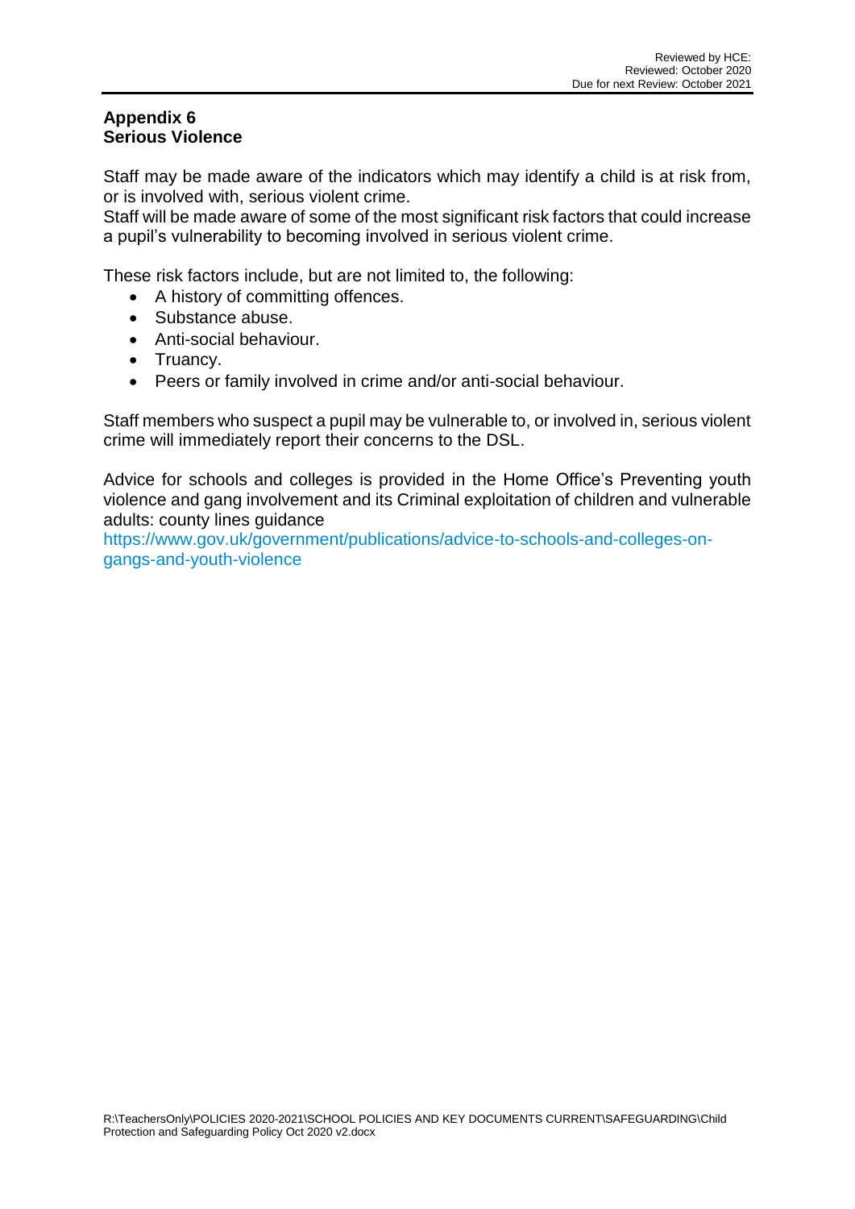## Appendix 6
## Serious Violence

Staff may be made aware of the indicators which may identify a child is at risk from, or is involved with, serious violent crime.
Staff will be made aware of some of the most significant risk factors that could increase a pupil's vulnerability to becoming involved in serious violent crime.

These risk factors include, but are not limited to, the following:

- A history of committing offences.
- Substance abuse.
- Anti-social behaviour.
- Truancy.
- Peers or family involved in crime and/or anti-social behaviour.

Staff members who suspect a pupil may be vulnerable to, or involved in, serious violent crime will immediately report their concerns to the DSL.

Advice for schools and colleges is provided in the Home Office's Preventing youth violence and gang involvement and its Criminal exploitation of children and vulnerable adults: county lines guidance
https://www.gov.uk/government/publications/advice-to-schools-and-colleges-on-gangs-and-youth-violence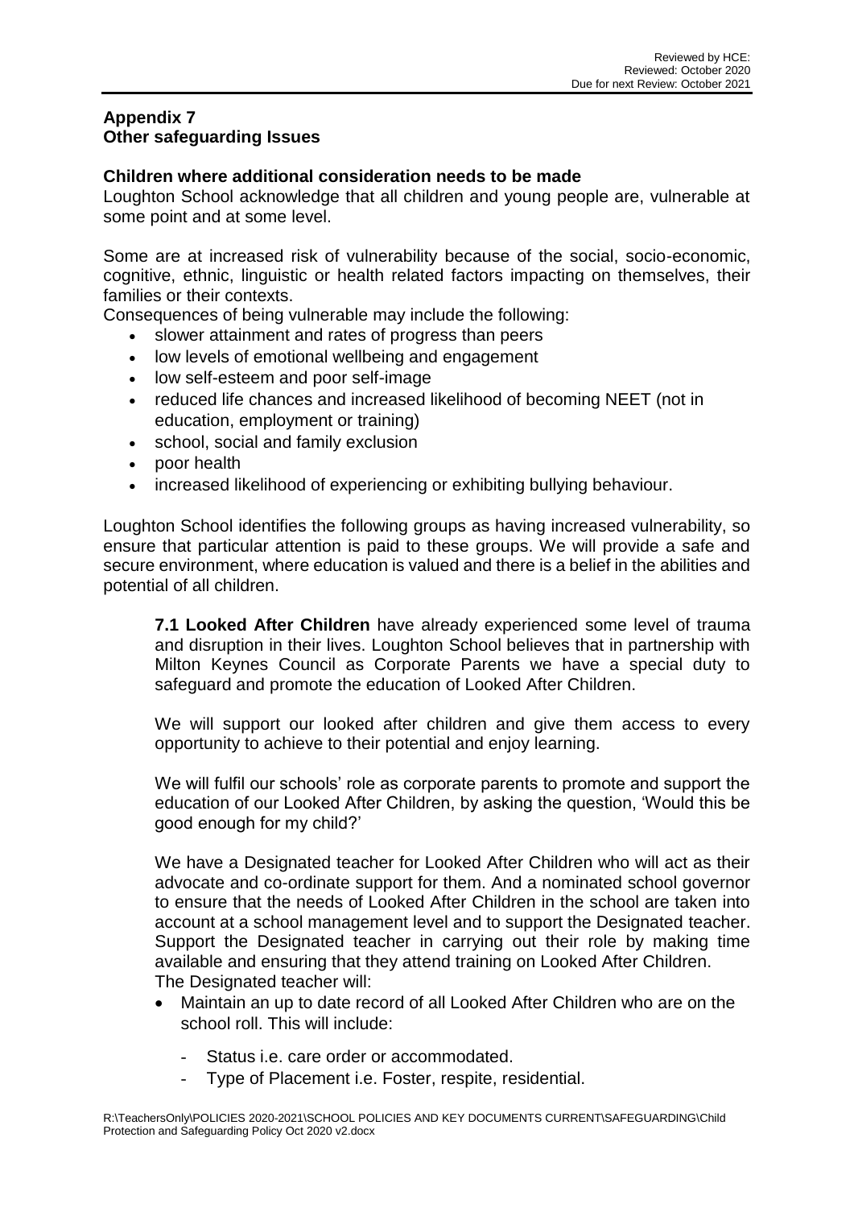## Appendix 7
## Other safeguarding Issues

### Children where additional consideration needs to be made

Loughton School acknowledge that all children and young people are, vulnerable at some point and at some level.

Some are at increased risk of vulnerability because of the social, socio-economic, cognitive, ethnic, linguistic or health related factors impacting on themselves, their families or their contexts.

Consequences of being vulnerable may include the following:

- slower attainment and rates of progress than peers
- low levels of emotional wellbeing and engagement
- low self-esteem and poor self-image
- reduced life chances and increased likelihood of becoming NEET (not in education, employment or training)
- school, social and family exclusion
- poor health
- increased likelihood of experiencing or exhibiting bullying behaviour.

Loughton School identifies the following groups as having increased vulnerability, so ensure that particular attention is paid to these groups. We will provide a safe and secure environment, where education is valued and there is a belief in the abilities and potential of all children.

**7.1 Looked After Children** have already experienced some level of trauma and disruption in their lives. Loughton School believes that in partnership with Milton Keynes Council as Corporate Parents we have a special duty to safeguard and promote the education of Looked After Children.

We will support our looked after children and give them access to every opportunity to achieve to their potential and enjoy learning.

We will fulfil our schools' role as corporate parents to promote and support the education of our Looked After Children, by asking the question, 'Would this be good enough for my child?'

We have a Designated teacher for Looked After Children who will act as their advocate and co-ordinate support for them. And a nominated school governor to ensure that the needs of Looked After Children in the school are taken into account at a school management level and to support the Designated teacher. Support the Designated teacher in carrying out their role by making time available and ensuring that they attend training on Looked After Children.

The Designated teacher will:

- Maintain an up to date record of all Looked After Children who are on the school roll. This will include:
  - Status i.e. care order or accommodated.
  - Type of Placement i.e. Foster, respite, residential.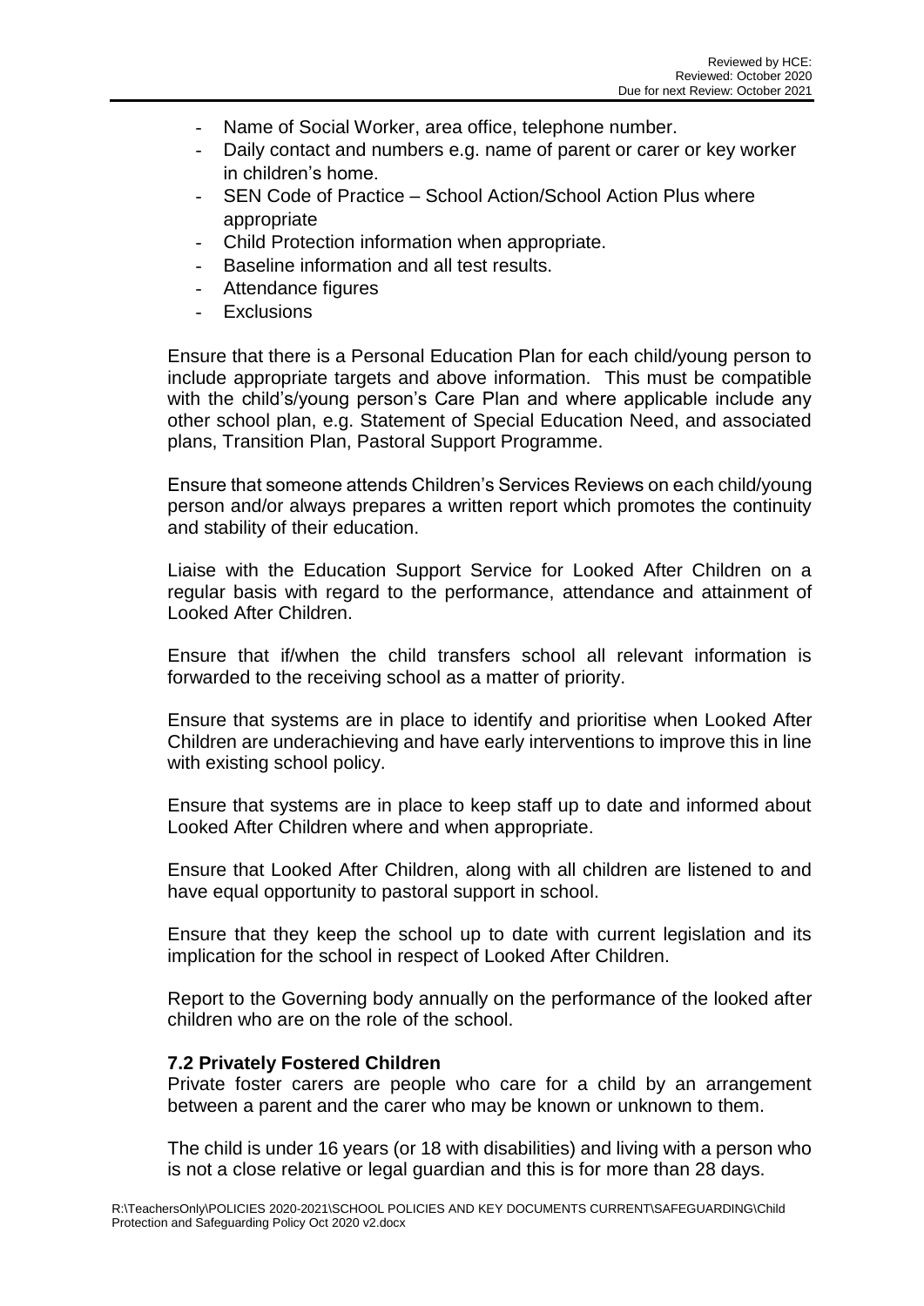- Name of Social Worker, area office, telephone number.
- Daily contact and numbers e.g. name of parent or carer or key worker in children's home.
- SEN Code of Practice – School Action/School Action Plus where appropriate
- Child Protection information when appropriate.
- Baseline information and all test results.
- Attendance figures
- Exclusions

Ensure that there is a Personal Education Plan for each child/young person to include appropriate targets and above information. This must be compatible with the child's/young person's Care Plan and where applicable include any other school plan, e.g. Statement of Special Education Need, and associated plans, Transition Plan, Pastoral Support Programme.

Ensure that someone attends Children's Services Reviews on each child/young person and/or always prepares a written report which promotes the continuity and stability of their education.

Liaise with the Education Support Service for Looked After Children on a regular basis with regard to the performance, attendance and attainment of Looked After Children.

Ensure that if/when the child transfers school all relevant information is forwarded to the receiving school as a matter of priority.

Ensure that systems are in place to identify and prioritise when Looked After Children are underachieving and have early interventions to improve this in line with existing school policy.

Ensure that systems are in place to keep staff up to date and informed about Looked After Children where and when appropriate.

Ensure that Looked After Children, along with all children are listened to and have equal opportunity to pastoral support in school.

Ensure that they keep the school up to date with current legislation and its implication for the school in respect of Looked After Children.

Report to the Governing body annually on the performance of the looked after children who are on the role of the school.

### 7.2 Privately Fostered Children

Private foster carers are people who care for a child by an arrangement between a parent and the carer who may be known or unknown to them.

The child is under 16 years (or 18 with disabilities) and living with a person who is not a close relative or legal guardian and this is for more than 28 days.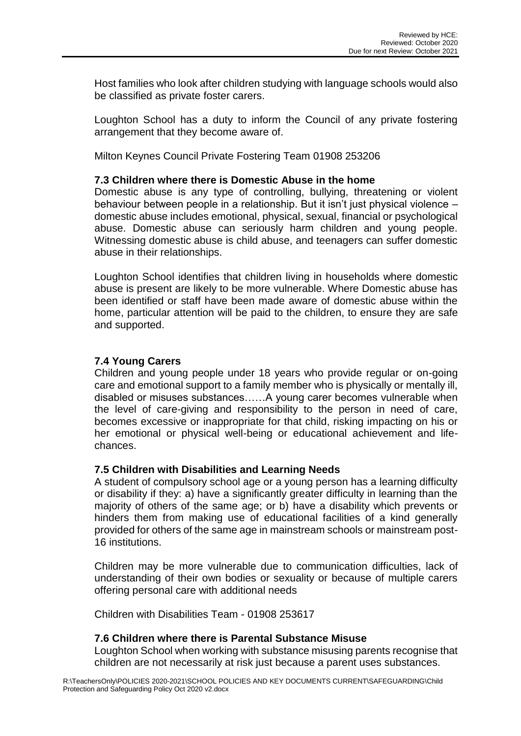Host families who look after children studying with language schools would also be classified as private foster carers.

Loughton School has a duty to inform the Council of any private fostering arrangement that they become aware of.

Milton Keynes Council Private Fostering Team 01908 253206

### 7.3 Children where there is Domestic Abuse in the home

Domestic abuse is any type of controlling, bullying, threatening or violent behaviour between people in a relationship. But it isn't just physical violence – domestic abuse includes emotional, physical, sexual, financial or psychological abuse. Domestic abuse can seriously harm children and young people. Witnessing domestic abuse is child abuse, and teenagers can suffer domestic abuse in their relationships.

Loughton School identifies that children living in households where domestic abuse is present are likely to be more vulnerable. Where Domestic abuse has been identified or staff have been made aware of domestic abuse within the home, particular attention will be paid to the children, to ensure they are safe and supported.

### 7.4 Young Carers

Children and young people under 18 years who provide regular or on-going care and emotional support to a family member who is physically or mentally ill, disabled or misuses substances……A young carer becomes vulnerable when the level of care-giving and responsibility to the person in need of care, becomes excessive or inappropriate for that child, risking impacting on his or her emotional or physical well-being or educational achievement and life-chances.

### 7.5 Children with Disabilities and Learning Needs

A student of compulsory school age or a young person has a learning difficulty or disability if they: a) have a significantly greater difficulty in learning than the majority of others of the same age; or b) have a disability which prevents or hinders them from making use of educational facilities of a kind generally provided for others of the same age in mainstream schools or mainstream post-16 institutions.

Children may be more vulnerable due to communication difficulties, lack of understanding of their own bodies or sexuality or because of multiple carers offering personal care with additional needs

Children with Disabilities Team - 01908 253617

### 7.6 Children where there is Parental Substance Misuse

Loughton School when working with substance misusing parents recognise that children are not necessarily at risk just because a parent uses substances.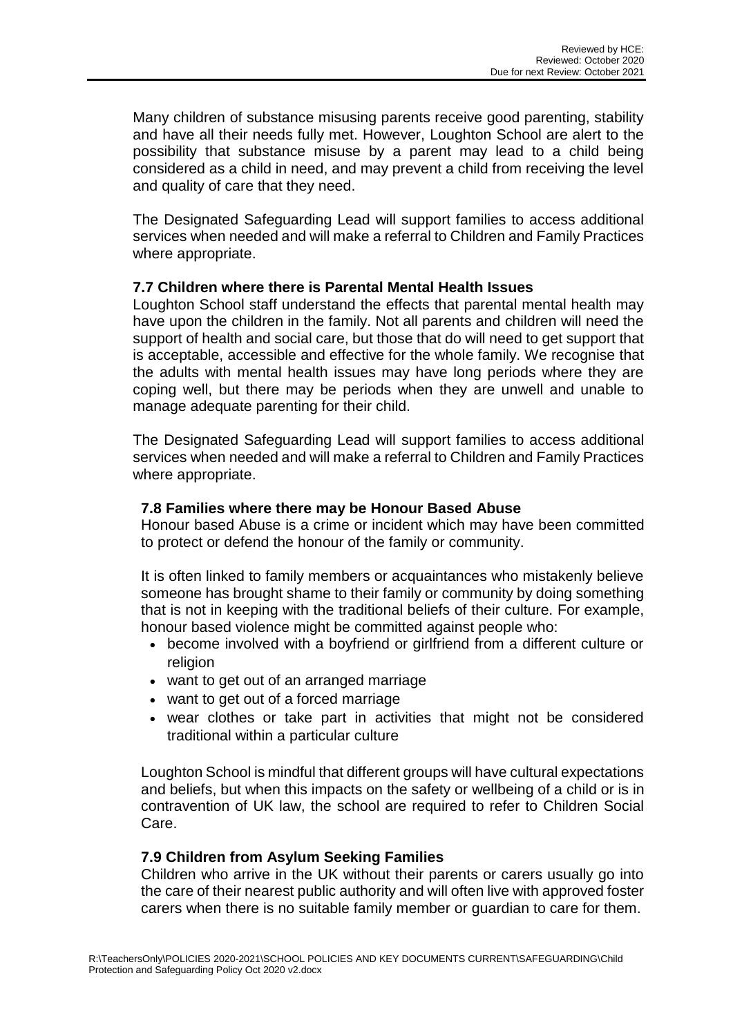Many children of substance misusing parents receive good parenting, stability and have all their needs fully met. However, Loughton School are alert to the possibility that substance misuse by a parent may lead to a child being considered as a child in need, and may prevent a child from receiving the level and quality of care that they need.

The Designated Safeguarding Lead will support families to access additional services when needed and will make a referral to Children and Family Practices where appropriate.

### 7.7 Children where there is Parental Mental Health Issues

Loughton School staff understand the effects that parental mental health may have upon the children in the family. Not all parents and children will need the support of health and social care, but those that do will need to get support that is acceptable, accessible and effective for the whole family. We recognise that the adults with mental health issues may have long periods where they are coping well, but there may be periods when they are unwell and unable to manage adequate parenting for their child.

The Designated Safeguarding Lead will support families to access additional services when needed and will make a referral to Children and Family Practices where appropriate.

### 7.8 Families where there may be Honour Based Abuse

Honour based Abuse is a crime or incident which may have been committed to protect or defend the honour of the family or community.

It is often linked to family members or acquaintances who mistakenly believe someone has brought shame to their family or community by doing something that is not in keeping with the traditional beliefs of their culture. For example, honour based violence might be committed against people who:

- become involved with a boyfriend or girlfriend from a different culture or religion
- want to get out of an arranged marriage
- want to get out of a forced marriage
- wear clothes or take part in activities that might not be considered traditional within a particular culture

Loughton School is mindful that different groups will have cultural expectations and beliefs, but when this impacts on the safety or wellbeing of a child or is in contravention of UK law, the school are required to refer to Children Social Care.

### 7.9 Children from Asylum Seeking Families

Children who arrive in the UK without their parents or carers usually go into the care of their nearest public authority and will often live with approved foster carers when there is no suitable family member or guardian to care for them.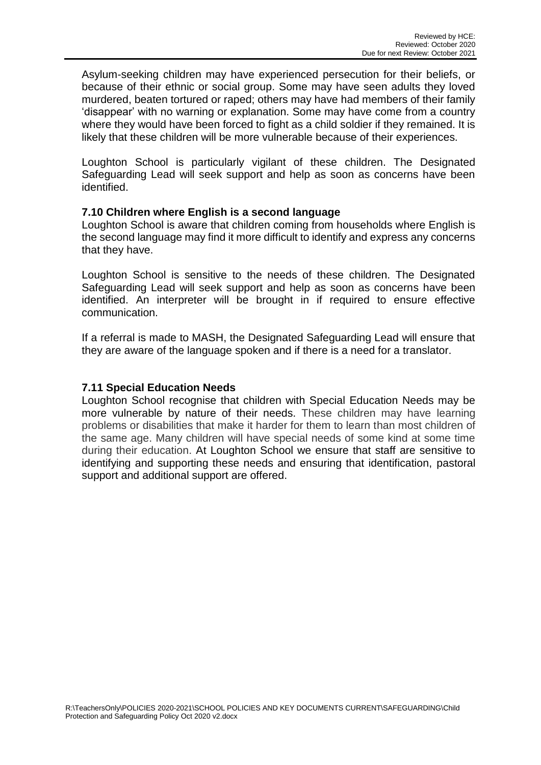Asylum-seeking children may have experienced persecution for their beliefs, or because of their ethnic or social group. Some may have seen adults they loved murdered, beaten tortured or raped; others may have had members of their family 'disappear' with no warning or explanation. Some may have come from a country where they would have been forced to fight as a child soldier if they remained. It is likely that these children will be more vulnerable because of their experiences.

Loughton School is particularly vigilant of these children. The Designated Safeguarding Lead will seek support and help as soon as concerns have been identified.

### 7.10 Children where English is a second language

Loughton School is aware that children coming from households where English is the second language may find it more difficult to identify and express any concerns that they have.

Loughton School is sensitive to the needs of these children. The Designated Safeguarding Lead will seek support and help as soon as concerns have been identified. An interpreter will be brought in if required to ensure effective communication.

If a referral is made to MASH, the Designated Safeguarding Lead will ensure that they are aware of the language spoken and if there is a need for a translator.

### 7.11 Special Education Needs

Loughton School recognise that children with Special Education Needs may be more vulnerable by nature of their needs. These children may have learning problems or disabilities that make it harder for them to learn than most children of the same age. Many children will have special needs of some kind at some time during their education. At Loughton School we ensure that staff are sensitive to identifying and supporting these needs and ensuring that identification, pastoral support and additional support are offered.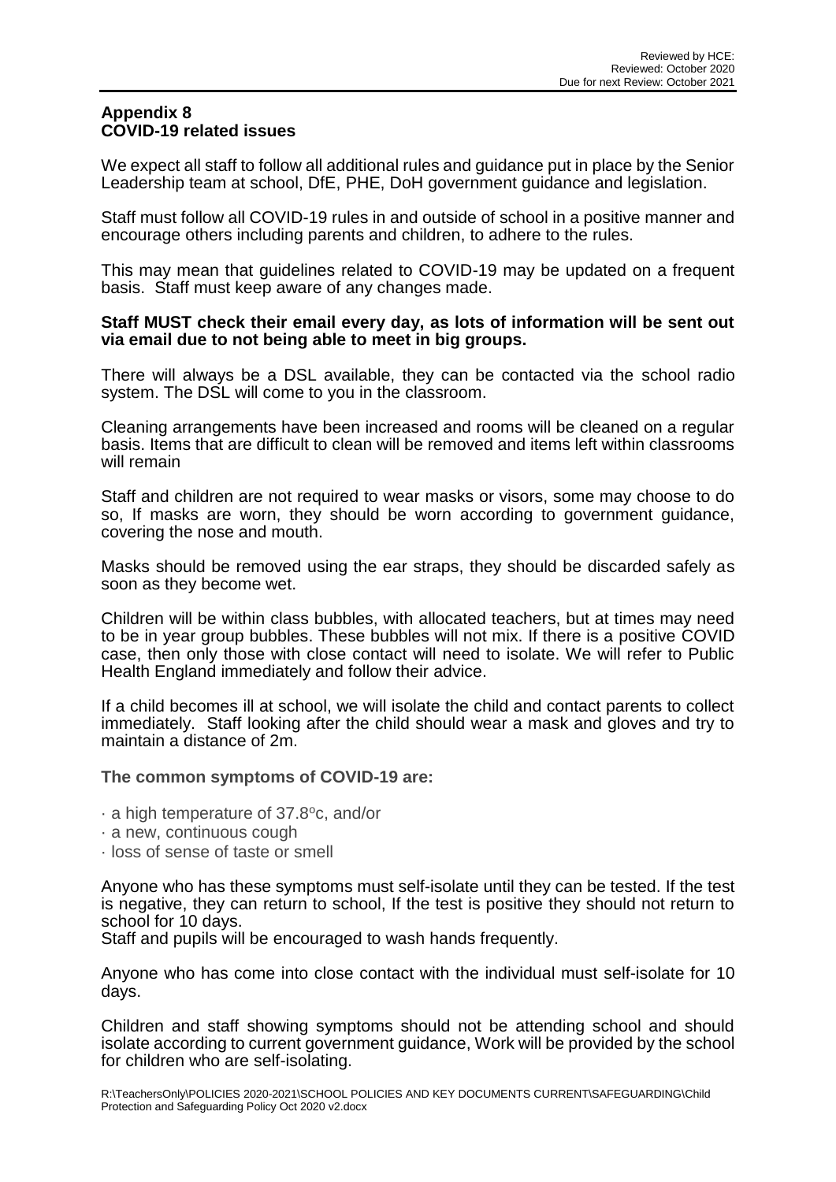## Appendix 8
## COVID-19 related issues

We expect all staff to follow all additional rules and guidance put in place by the Senior Leadership team at school, DfE, PHE, DoH government guidance and legislation.

Staff must follow all COVID-19 rules in and outside of school in a positive manner and encourage others including parents and children, to adhere to the rules.

This may mean that guidelines related to COVID-19 may be updated on a frequent basis. Staff must keep aware of any changes made.

**Staff MUST check their email every day, as lots of information will be sent out via email due to not being able to meet in big groups.**

There will always be a DSL available, they can be contacted via the school radio system. The DSL will come to you in the classroom.

Cleaning arrangements have been increased and rooms will be cleaned on a regular basis. Items that are difficult to clean will be removed and items left within classrooms will remain

Staff and children are not required to wear masks or visors, some may choose to do so, If masks are worn, they should be worn according to government guidance, covering the nose and mouth.

Masks should be removed using the ear straps, they should be discarded safely as soon as they become wet.

Children will be within class bubbles, with allocated teachers, but at times may need to be in year group bubbles. These bubbles will not mix. If there is a positive COVID case, then only those with close contact will need to isolate. We will refer to Public Health England immediately and follow their advice.

If a child becomes ill at school, we will isolate the child and contact parents to collect immediately. Staff looking after the child should wear a mask and gloves and try to maintain a distance of 2m.

**The common symptoms of COVID-19 are:**

- a high temperature of 37.8ºc, and/or
- a new, continuous cough
- loss of sense of taste or smell

Anyone who has these symptoms must self-isolate until they can be tested. If the test is negative, they can return to school, If the test is positive they should not return to school for 10 days.
Staff and pupils will be encouraged to wash hands frequently.

Anyone who has come into close contact with the individual must self-isolate for 10 days.

Children and staff showing symptoms should not be attending school and should isolate according to current government guidance, Work will be provided by the school for children who are self-isolating.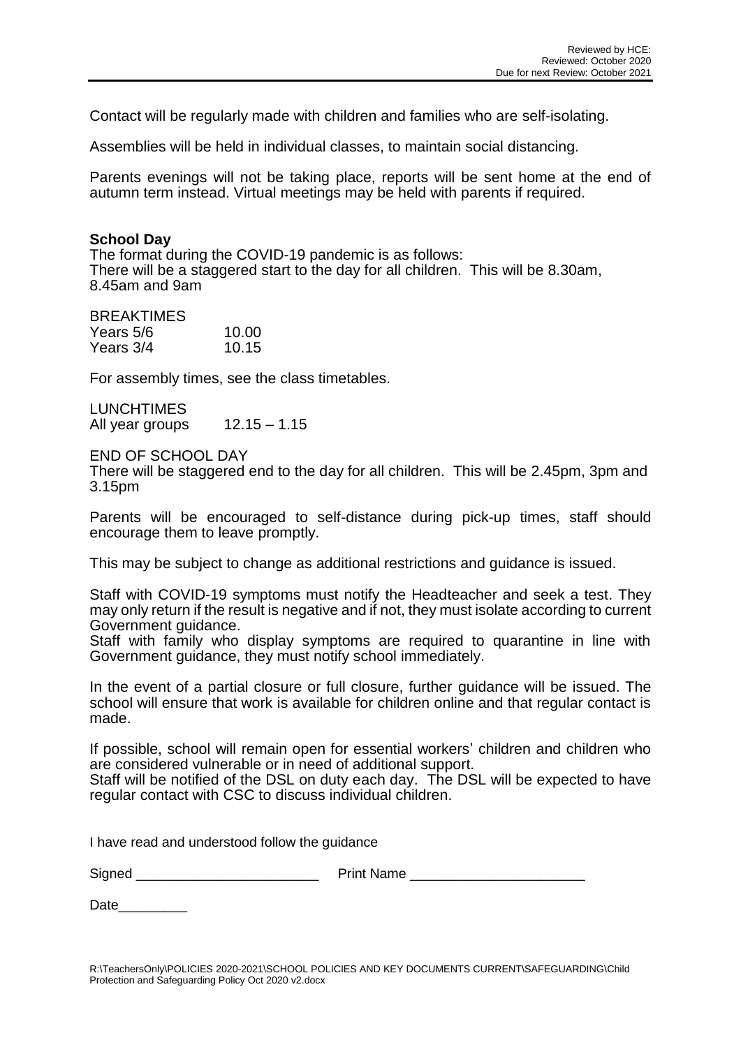Contact will be regularly made with children and families who are self-isolating.

Assemblies will be held in individual classes, to maintain social distancing.

Parents evenings will not be taking place, reports will be sent home at the end of autumn term instead. Virtual meetings may be held with parents if required.

**School Day**
The format during the COVID-19 pandemic is as follows:
There will be a staggered start to the day for all children. This will be 8.30am, 8.45am and 9am

BREAKTIMES

| | |
|---|---|
| Years 5/6 | 10.00 |
| Years 3/4 | 10.15 |

For assembly times, see the class timetables.

LUNCHTIMES
All year groups 12.15 – 1.15

END OF SCHOOL DAY
There will be staggered end to the day for all children. This will be 2.45pm, 3pm and 3.15pm

Parents will be encouraged to self-distance during pick-up times, staff should encourage them to leave promptly.

This may be subject to change as additional restrictions and guidance is issued.

Staff with COVID-19 symptoms must notify the Headteacher and seek a test. They may only return if the result is negative and if not, they must isolate according to current Government guidance.
Staff with family who display symptoms are required to quarantine in line with Government guidance, they must notify school immediately.

In the event of a partial closure or full closure, further guidance will be issued. The school will ensure that work is available for children online and that regular contact is made.

If possible, school will remain open for essential workers' children and children who are considered vulnerable or in need of additional support.
Staff will be notified of the DSL on duty each day. The DSL will be expected to have regular contact with CSC to discuss individual children.

I have read and understood follow the guidance

Signed ________________________ Print Name ______________________

Date_________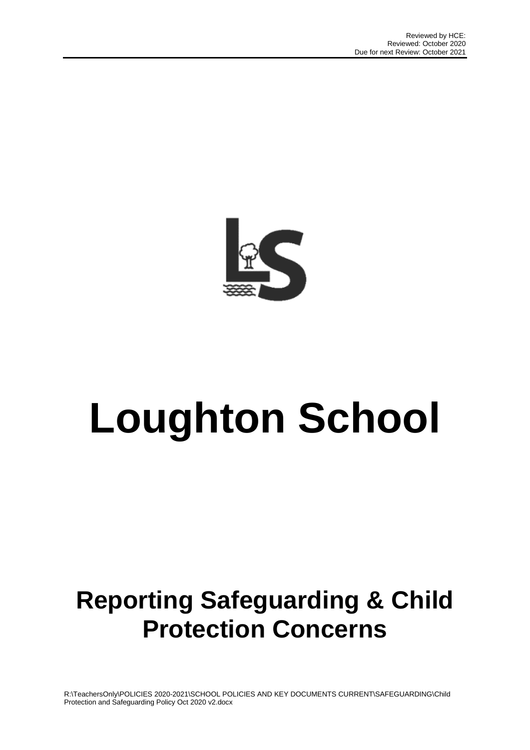# Loughton School

## Reporting Safeguarding & Child Protection Concerns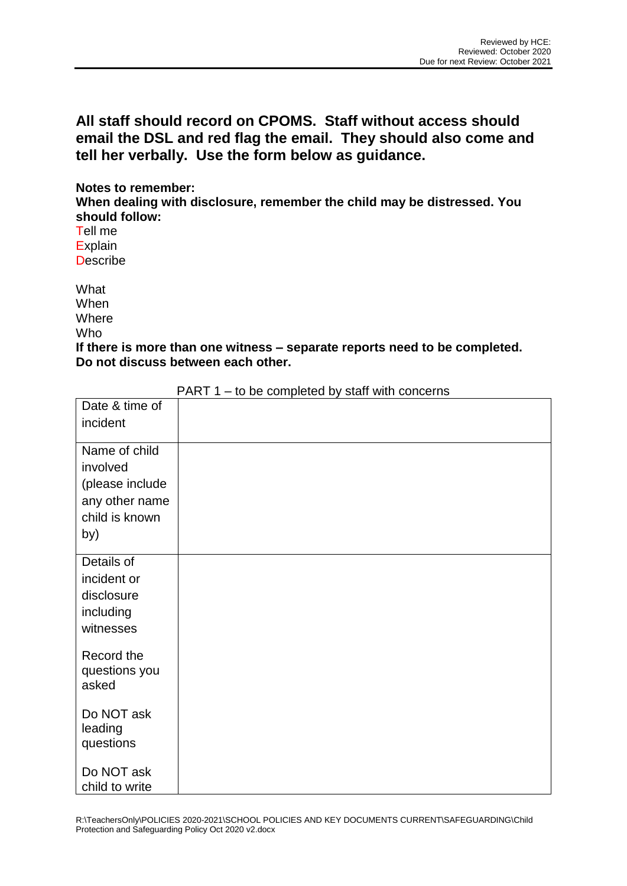**All staff should record on CPOMS. Staff without access should email the DSL and red flag the email. They should also come and tell her verbally. Use the form below as guidance.**

**Notes to remember:**
**When dealing with disclosure, remember the child may be distressed. You should follow:**
Tell me
Explain
Describe

What
When
Where
Who

**If there is more than one witness – separate reports need to be completed. Do not discuss between each other.**

PART 1 – to be completed by staff with concerns

| Date & time of incident | |
|---|---|
| Name of child involved (please include any other name child is known by) | |
| Details of incident or disclosure including witnesses<br><br>Record the questions you asked<br><br>Do NOT ask leading questions<br><br>Do NOT ask child to write | |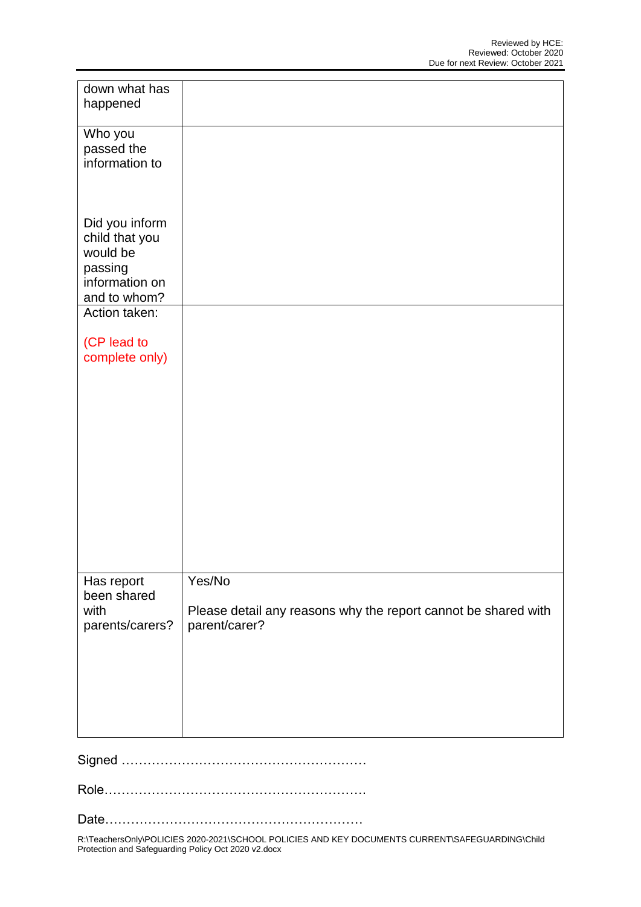| | |
|---|---|
| down what has happened | |
| Who you passed the information to<br><br>Did you inform child that you would be passing information on and to whom? | |
| Action taken:<br><br>(CP lead to complete only) | |
| Has report been shared with parents/carers? | Yes/No<br><br>Please detail any reasons why the report cannot be shared with parent/carer? |

Signed …………………………………………………

Role……………………………………………………

Date……………………………………………………

R:\TeachersOnly\POLICIES 2020-2021\SCHOOL POLICIES AND KEY DOCUMENTS CURRENT\SAFEGUARDING\Child Protection and Safeguarding Policy Oct 2020 v2.docx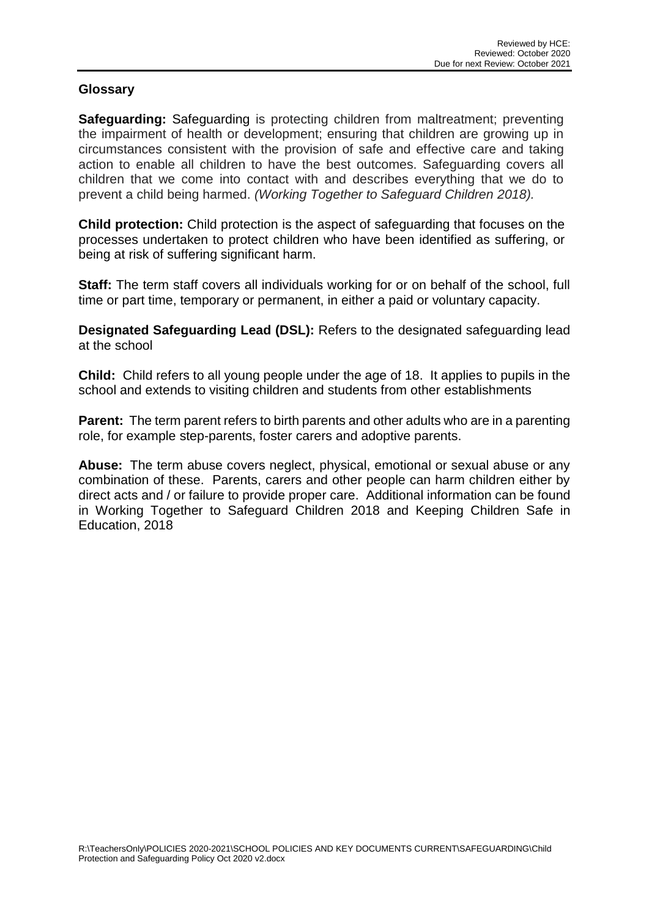## Glossary

**Safeguarding:** Safeguarding is protecting children from maltreatment; preventing the impairment of health or development; ensuring that children are growing up in circumstances consistent with the provision of safe and effective care and taking action to enable all children to have the best outcomes. Safeguarding covers all children that we come into contact with and describes everything that we do to prevent a child being harmed. *(Working Together to Safeguard Children 2018).*

**Child protection:** Child protection is the aspect of safeguarding that focuses on the processes undertaken to protect children who have been identified as suffering, or being at risk of suffering significant harm.

**Staff:** The term staff covers all individuals working for or on behalf of the school, full time or part time, temporary or permanent, in either a paid or voluntary capacity.

**Designated Safeguarding Lead (DSL):** Refers to the designated safeguarding lead at the school

**Child:** Child refers to all young people under the age of 18. It applies to pupils in the school and extends to visiting children and students from other establishments

**Parent:** The term parent refers to birth parents and other adults who are in a parenting role, for example step-parents, foster carers and adoptive parents.

**Abuse:** The term abuse covers neglect, physical, emotional or sexual abuse or any combination of these. Parents, carers and other people can harm children either by direct acts and / or failure to provide proper care. Additional information can be found in Working Together to Safeguard Children 2018 and Keeping Children Safe in Education, 2018